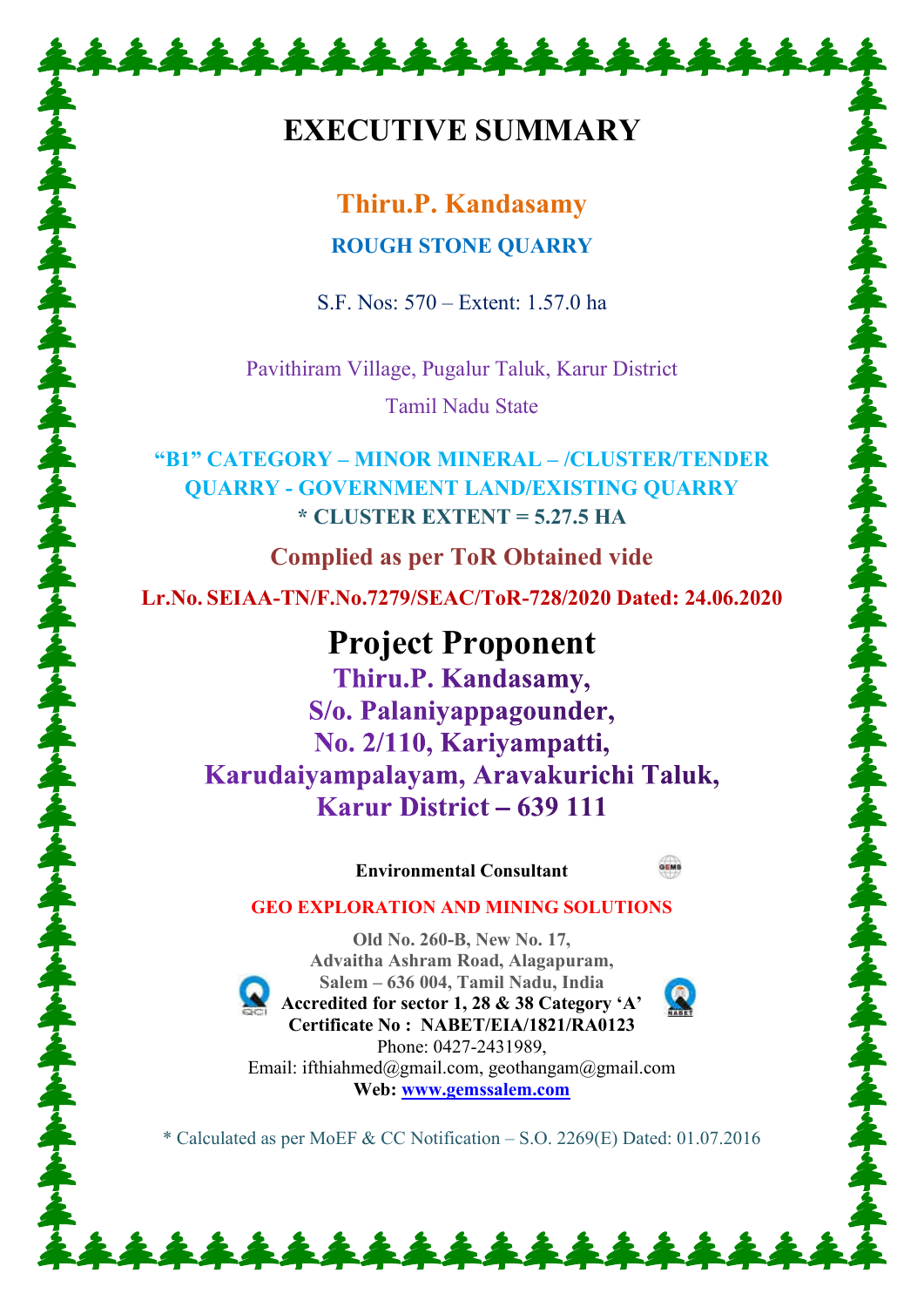# EXECUTIVE SUMMARY

## Thiru.P. Kandasamy

### ROUGH STONE QUARRY

S.F. Nos: 570 – Extent: 1.57.0 ha

Pavithiram Village, Pugalur Taluk, Karur District

Tamil Nadu State

**"B1" CATEGORY – MINOR MINERAL – /CLUSTER/TENDER QUARRY - GOVERNMENT LAND/EXISTING QUARRY**

**\* CLUSTER EXTENT = 5.27.5 HA**

**Complied as per ToR Obtained vide**

**Lr.No. SEIAA-TN/F.No.7279/SEAC/ToR-728/2020 Dated: 24.06.2020**

## Project Proponent

**Thiru.P. Kandasamy,**
**S/o. Palaniyappagounder,**
**No. 2/110, Kariyampatti,**
**Karudaiyampalayam, Aravakurichi Taluk,**
**Karur District – 639 111**

**Environmental Consultant**

**GEO EXPLORATION AND MINING SOLUTIONS**

**Old No. 260-B, New No. 17,**
**Advaitha Ashram Road, Alagapuram,**
**Salem – 636 004, Tamil Nadu, India**
**Accredited for sector 1, 28 & 38 Category 'A'**
**Certificate No : NABET/EIA/1821/RA0123**
Phone: 0427-2431989,
Email: ifthiahmed@gmail.com, geothangam@gmail.com
**Web: www.gemssalem.com**

\* Calculated as per MoEF & CC Notification – S.O. 2269(E) Dated: 01.07.2016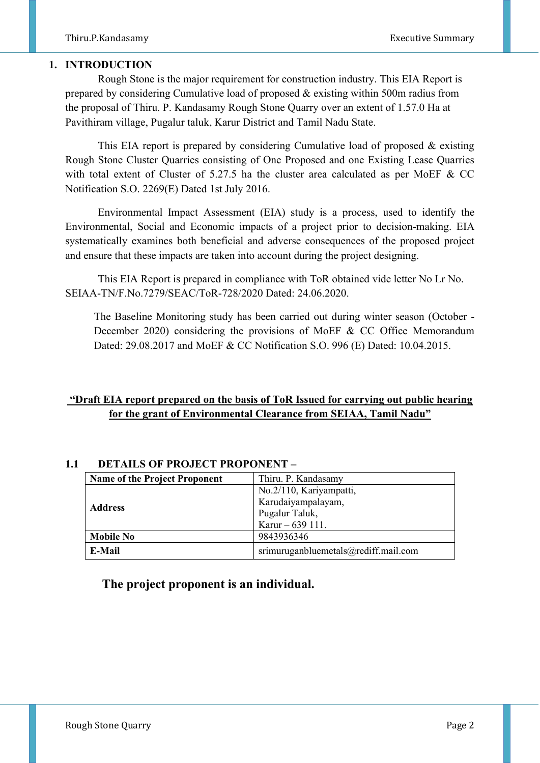## 1. INTRODUCTION

Rough Stone is the major requirement for construction industry. This EIA Report is prepared by considering Cumulative load of proposed & existing within 500m radius from the proposal of Thiru. P. Kandasamy Rough Stone Quarry over an extent of 1.57.0 Ha at Pavithiram village, Pugalur taluk, Karur District and Tamil Nadu State.

This EIA report is prepared by considering Cumulative load of proposed & existing Rough Stone Cluster Quarries consisting of One Proposed and one Existing Lease Quarries with total extent of Cluster of 5.27.5 ha the cluster area calculated as per MoEF & CC Notification S.O. 2269(E) Dated 1st July 2016.

Environmental Impact Assessment (EIA) study is a process, used to identify the Environmental, Social and Economic impacts of a project prior to decision-making. EIA systematically examines both beneficial and adverse consequences of the proposed project and ensure that these impacts are taken into account during the project designing.

This EIA Report is prepared in compliance with ToR obtained vide letter No Lr No. SEIAA-TN/F.No.7279/SEAC/ToR-728/2020 Dated: 24.06.2020.

The Baseline Monitoring study has been carried out during winter season (October - December 2020) considering the provisions of MoEF & CC Office Memorandum Dated: 29.08.2017 and MoEF & CC Notification S.O. 996 (E) Dated: 10.04.2015.

**“Draft EIA report prepared on the basis of ToR Issued for carrying out public hearing for the grant of Environmental Clearance from SEIAA, Tamil Nadu”**

### 1.1 DETAILS OF PROJECT PROPONENT –

| **Name of the Project Proponent** | Thiru. P. Kandasamy |
|---|---|
| **Address** | No.2/110, Kariyampatti, Karudaiyampalayam, Pugalur Taluk, Karur – 639 111. |
| **Mobile No** | 9843936346 |
| **E-Mail** | srimuruganbluemetals@rediff.mail.com |

**The project proponent is an individual.**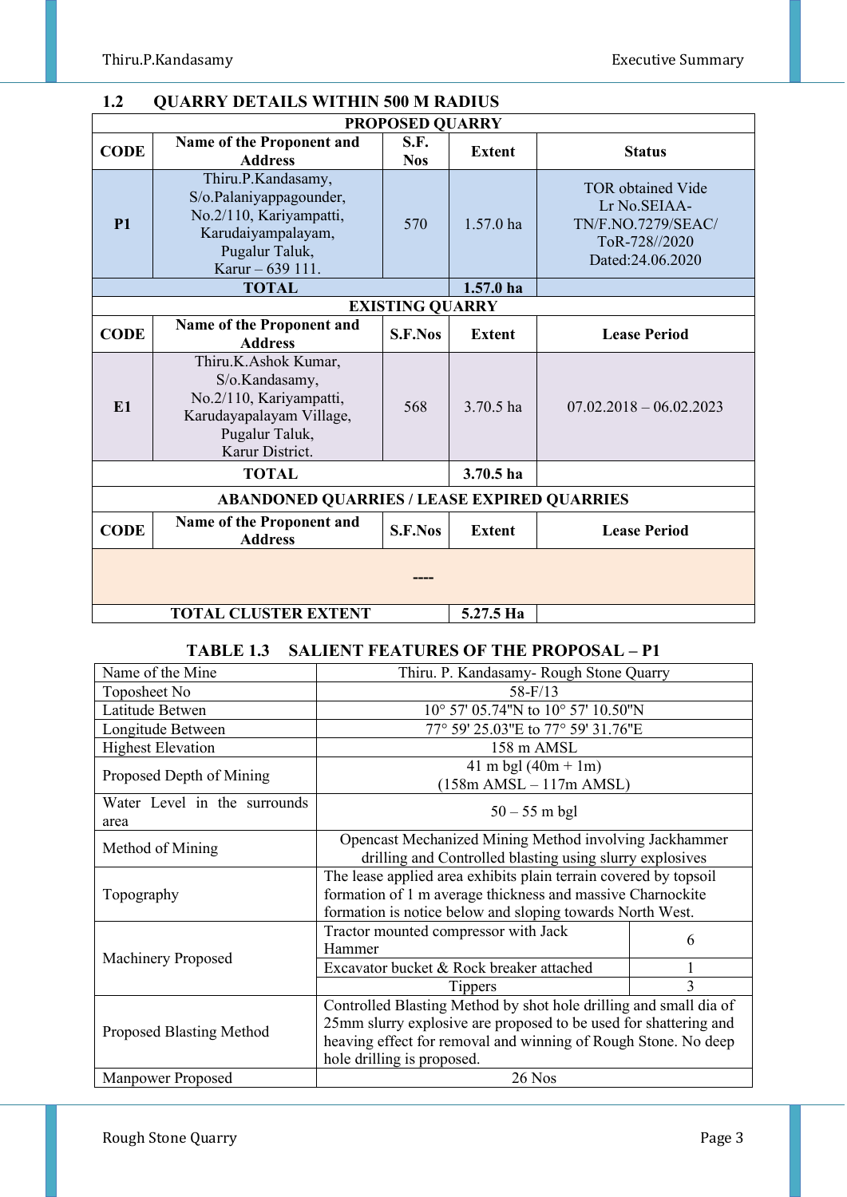## 1.2 QUARRY DETAILS WITHIN 500 M RADIUS

| CODE | Name of the Proponent and Address | S.F. Nos | Extent | Status |
|---|---|---|---|---|
| **PROPOSED QUARRY** | | | | |
| **CODE** | **Name of the Proponent and Address** | **S.F. Nos** | **Extent** | **Status** |
| **P1** | Thiru.P.Kandasamy, S/o.Palaniyappagounder, No.2/110, Kariyampatti, Karudaiyampalayam, Pugalur Taluk, Karur – 639 111. | 570 | 1.57.0 ha | TOR obtained Vide Lr No.SEIAA-TN/F.NO.7279/SEAC/ ToR-728//2020 Dated:24.06.2020 |
| **TOTAL** | | | **1.57.0 ha** | |
| **EXISTING QUARRY** | | | | |
| **CODE** | **Name of the Proponent and Address** | **S.F.Nos** | **Extent** | **Lease Period** |
| **E1** | Thiru.K.Ashok Kumar, S/o.Kandasamy, No.2/110, Kariyampatti, Karudayapalayam Village, Pugalur Taluk, Karur District. | 568 | 3.70.5 ha | 07.02.2018 – 06.02.2023 |
| **TOTAL** | | | **3.70.5 ha** | |
| **ABANDONED QUARRIES / LEASE EXPIRED QUARRIES** | | | | |
| **CODE** | **Name of the Proponent and Address** | **S.F.Nos** | **Extent** | **Lease Period** |
| **----** | | | | |
| **TOTAL CLUSTER EXTENT** | | | **5.27.5 Ha** | |

### TABLE 1.3 SALIENT FEATURES OF THE PROPOSAL – P1

| Feature | Details | |
|---|---|---|
| Name of the Mine | Thiru. P. Kandasamy- Rough Stone Quarry | |
| Toposheet No | 58-F/13 | |
| Latitude Betwen | 10° 57' 05.74"N to 10° 57' 10.50"N | |
| Longitude Between | 77° 59' 25.03"E to 77° 59' 31.76"E | |
| Highest Elevation | 158 m AMSL | |
| Proposed Depth of Mining | 41 m bgl (40m + 1m) (158m AMSL – 117m AMSL) | |
| Water Level in the surrounds area | 50 – 55 m bgl | |
| Method of Mining | Opencast Mechanized Mining Method involving Jackhammer drilling and Controlled blasting using slurry explosives | |
| Topography | The lease applied area exhibits plain terrain covered by topsoil formation of 1 m average thickness and massive Charnockite formation is notice below and sloping towards North West. | |
| Machinery Proposed | Tractor mounted compressor with Jack Hammer | 6 |
| | Excavator bucket & Rock breaker attached | 1 |
| | Tippers | 3 |
| Proposed Blasting Method | Controlled Blasting Method by shot hole drilling and small dia of 25mm slurry explosive are proposed to be used for shattering and heaving effect for removal and winning of Rough Stone. No deep hole drilling is proposed. | |
| Manpower Proposed | 26 Nos | |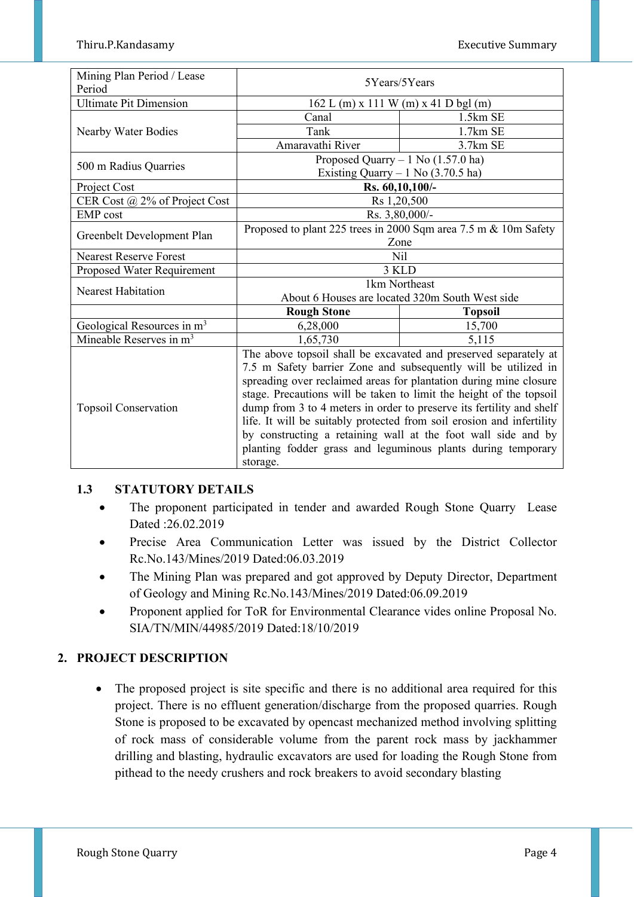| | | |
|---|---|---|
| Mining Plan Period / Lease Period | 5Years/5Years | |
| Ultimate Pit Dimension | 162 L (m) x 111 W (m) x 41 D bgl (m) | |
| Nearby Water Bodies | Canal | 1.5km SE |
| | Tank | 1.7km SE |
| | Amaravathi River | 3.7km SE |
| 500 m Radius Quarries | Proposed Quarry – 1 No (1.57.0 ha)<br>Existing Quarry – 1 No (3.70.5 ha) | |
| Project Cost | **Rs. 60,10,100/-** | |
| CER Cost @ 2% of Project Cost | Rs 1,20,500 | |
| EMP cost | Rs. 3,80,000/- | |
| Greenbelt Development Plan | Proposed to plant 225 trees in 2000 Sqm area 7.5 m & 10m Safety Zone | |
| Nearest Reserve Forest | Nil | |
| Proposed Water Requirement | 3 KLD | |
| Nearest Habitation | 1km Northeast<br>About 6 Houses are located 320m South West side | |
| | **Rough Stone** | **Topsoil** |
| Geological Resources in $m^3$ | 6,28,000 | 15,700 |
| Mineable Reserves in $m^3$ | 1,65,730 | 5,115 |
| Topsoil Conservation | The above topsoil shall be excavated and preserved separately at 7.5 m Safety barrier Zone and subsequently will be utilized in spreading over reclaimed areas for plantation during mine closure stage. Precautions will be taken to limit the height of the topsoil dump from 3 to 4 meters in order to preserve its fertility and shelf life. It will be suitably protected from soil erosion and infertility by constructing a retaining wall at the foot wall side and by planting fodder grass and leguminous plants during temporary storage. | |

### 1.3 STATUTORY DETAILS

- The proponent participated in tender and awarded Rough Stone Quarry Lease Dated :26.02.2019
- Precise Area Communication Letter was issued by the District Collector Rc.No.143/Mines/2019 Dated:06.03.2019
- The Mining Plan was prepared and got approved by Deputy Director, Department of Geology and Mining Rc.No.143/Mines/2019 Dated:06.09.2019
- Proponent applied for ToR for Environmental Clearance vides online Proposal No. SIA/TN/MIN/44985/2019 Dated:18/10/2019

## 2. PROJECT DESCRIPTION

- The proposed project is site specific and there is no additional area required for this project. There is no effluent generation/discharge from the proposed quarries. Rough Stone is proposed to be excavated by opencast mechanized method involving splitting of rock mass of considerable volume from the parent rock mass by jackhammer drilling and blasting, hydraulic excavators are used for loading the Rough Stone from pithead to the needy crushers and rock breakers to avoid secondary blasting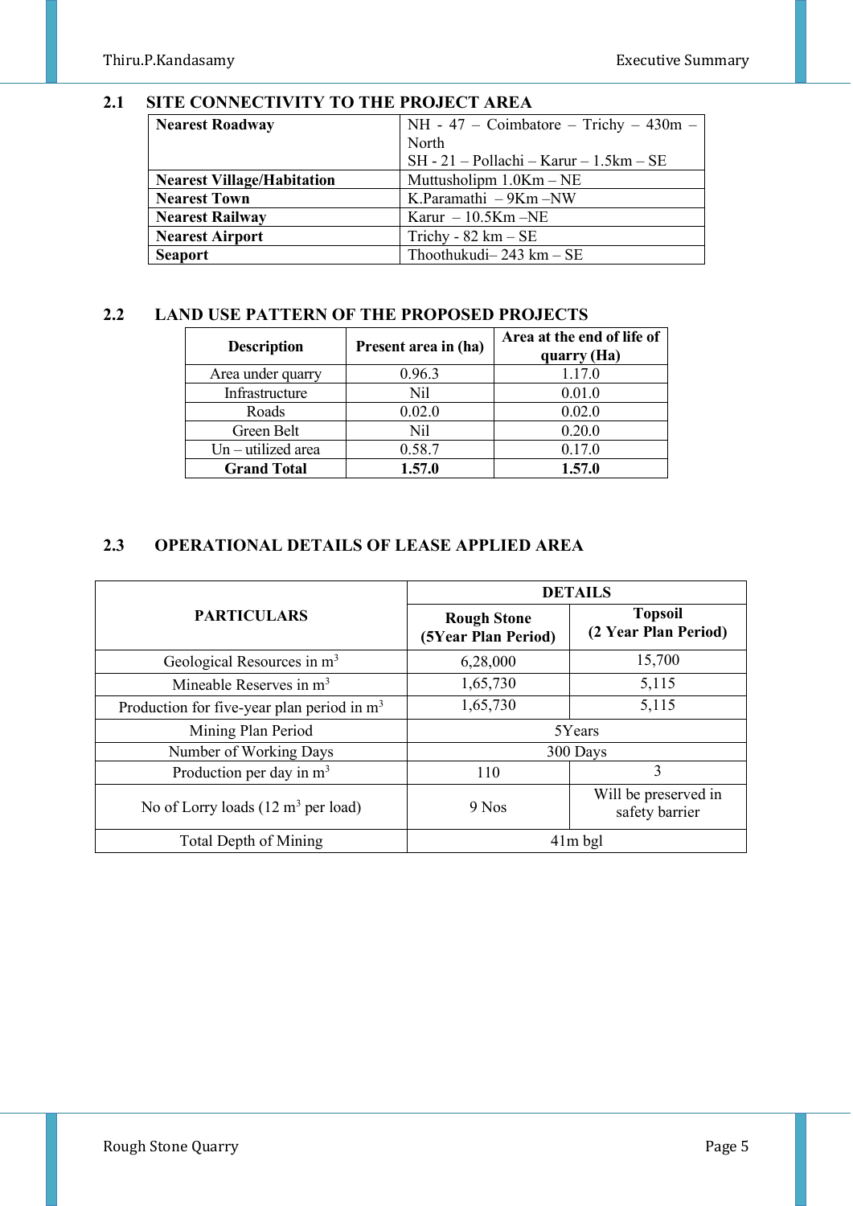### 2.1 SITE CONNECTIVITY TO THE PROJECT AREA

| | |
|---|---|
| **Nearest Roadway** | NH - 47 – Coimbatore – Trichy – 430m – North<br>SH - 21 – Pollachi – Karur – 1.5km – SE |
| **Nearest Village/Habitation** | Muttusholipm 1.0Km – NE |
| **Nearest Town** | K.Paramathi – 9Km –NW |
| **Nearest Railway** | Karur – 10.5Km –NE |
| **Nearest Airport** | Trichy - 82 km – SE |
| **Seaport** | Thoothukudi– 243 km – SE |

### 2.2 LAND USE PATTERN OF THE PROPOSED PROJECTS

| Description | Present area in (ha) | Area at the end of life of quarry (Ha) |
|---|---|---|
| Area under quarry | 0.96.3 | 1.17.0 |
| Infrastructure | Nil | 0.01.0 |
| Roads | 0.02.0 | 0.02.0 |
| Green Belt | Nil | 0.20.0 |
| Un – utilized area | 0.58.7 | 0.17.0 |
| **Grand Total** | **1.57.0** | **1.57.0** |

### 2.3 OPERATIONAL DETAILS OF LEASE APPLIED AREA

| PARTICULARS | DETAILS | |
|---|---|---|
| | **Rough Stone (5Year Plan Period)** | **Topsoil (2 Year Plan Period)** |
| Geological Resources in $m^3$ | 6,28,000 | 15,700 |
| Mineable Reserves in $m^3$ | 1,65,730 | 5,115 |
| Production for five-year plan period in $m^3$ | 1,65,730 | 5,115 |
| Mining Plan Period | 5Years | |
| Number of Working Days | 300 Days | |
| Production per day in $m^3$ | 110 | 3 |
| No of Lorry loads (12 $m^3$ per load) | 9 Nos | Will be preserved in safety barrier |
| Total Depth of Mining | 41m bgl | |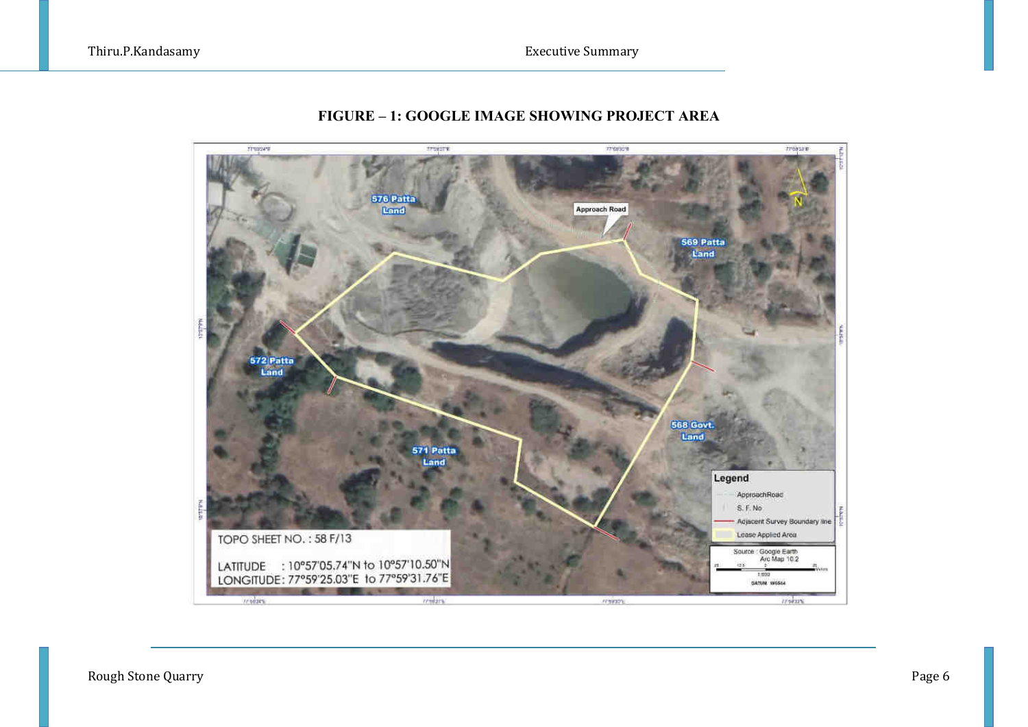**FIGURE – 1: GOOGLE IMAGE SHOWING PROJECT AREA**

576 Patta Land

Approach Road

569 Patta Land

572 Patta Land

568 Govt. Land

571 Patta Land

Legend

- ApproachRoad
- S. F. No
- Adjacent Survey Boundary line
- Lease Applied Area

TOPO SHEET NO. : 58 F/13

LATITUDE : 10°57'05.74"N to 10°57'10.50"N

LONGITUDE: 77°59'25.03"E to 77°59'31.76"E

Source : Google Earth
Arc Map 10.2

DATUM: WGS84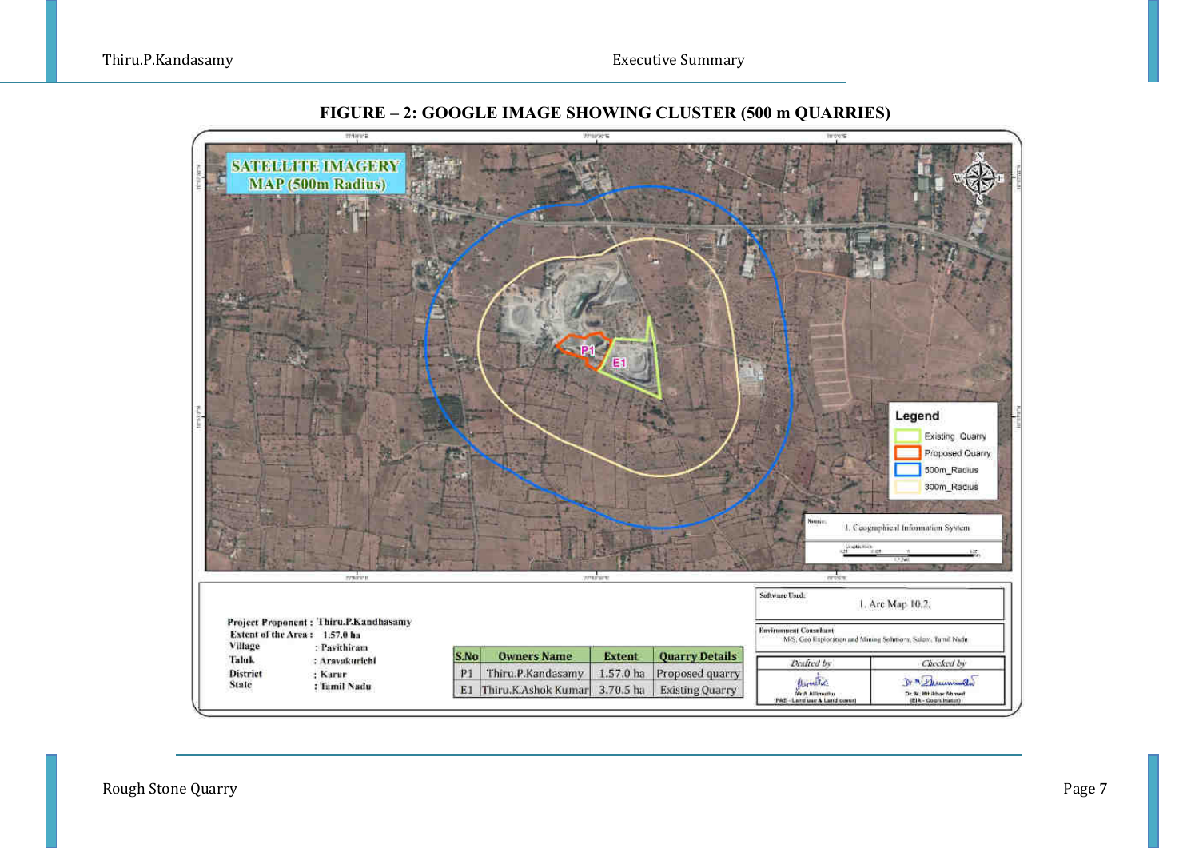**FIGURE – 2: GOOGLE IMAGE SHOWING CLUSTER (500 m QUARRIES)**

SATELLITE IMAGERY MAP (500m Radius)

Legend

- Existing Quarry
- Proposed Quarry
- 500m_Radius
- 300m_Radius

Source: 1. Geographical Information System

Project Proponent : Thiru.P.Kandhasamy
Extent of the Area : 1.57.0 ha
Village : Pavithiram
Taluk : Aravakurichi
District : Karur
State : Tamil Nadu

| S.No | Owners Name | Extent | Quarry Details |
|---|---|---|---|
| P1 | Thiru.P.Kandasamy | 1.57.0 ha | Proposed quarry |
| E1 | Thiru.K.Ashok Kumar | 3.70.5 ha | Existing Quarry |

Software Used: 1. Arc Map 10.2.

Environment Consultant: M/S. Geo Exploration and Mining Solutions, Salem, Tamil Nadu

| Drafted by | Checked by |
|---|---|
| Mr A Allimuthu (FAE - Land use & Land cover) | Dr M. Ifthikhar Ahmed (EIA - Coordinator) |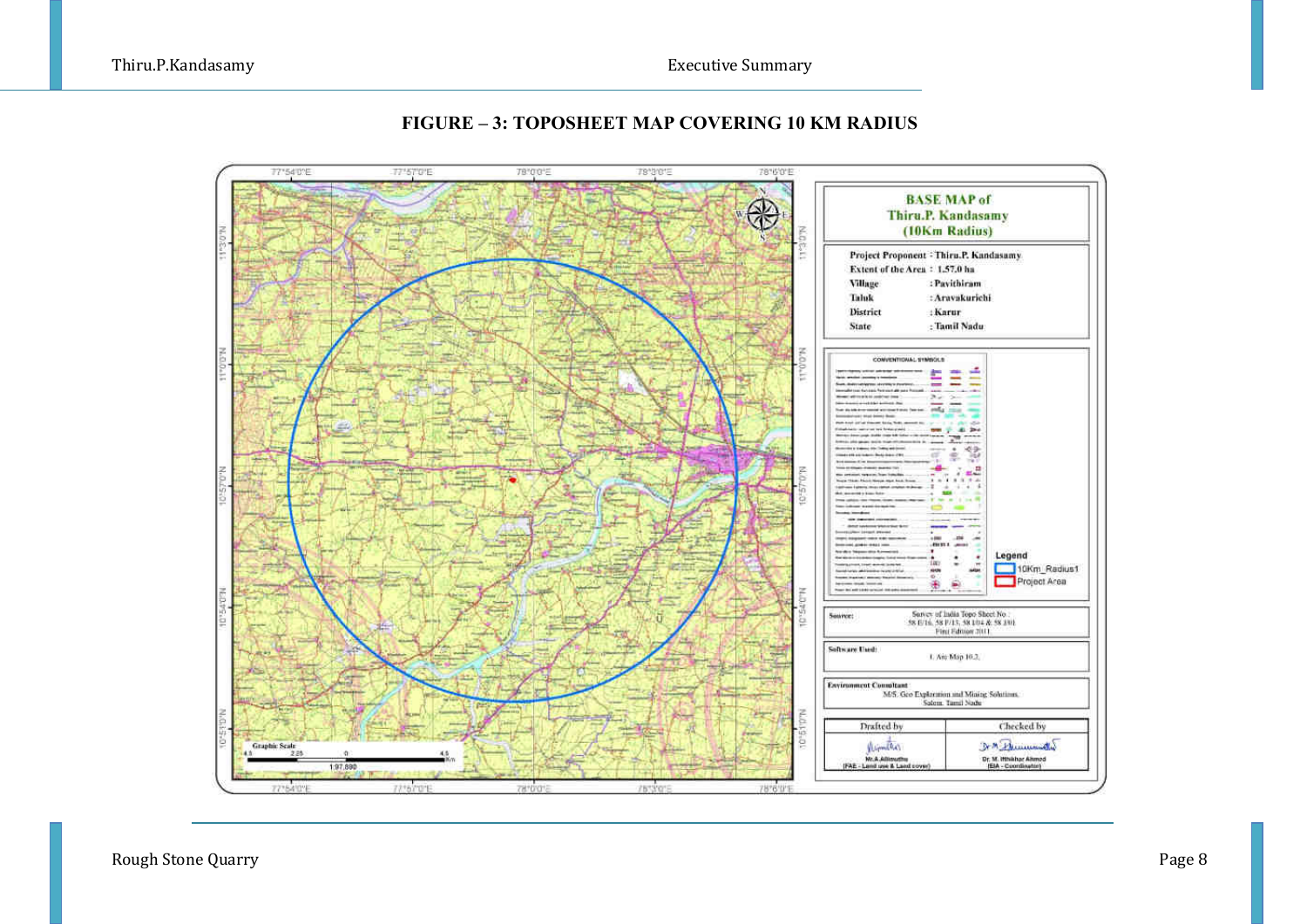**FIGURE – 3: TOPOSHEET MAP COVERING 10 KM RADIUS**

**BASE MAP of Thiru.P. Kandasamy (10Km Radius)**

| | |
|---|---|
| Project Proponent | : Thiru.P. Kandasamy |
| Extent of the Area | : 1.57.0 ha |
| Village | : Pavithiram |
| Taluk | : Aravakurichi |
| District | : Karur |
| State | : Tamil Nadu |

Legend: 10Km_Radius1; Project Area

Source: Survey of India Topo Sheet No : 58 E/16, 58 F/13, 58 I/04 & 58 J/01 First Edition 2011

Software Used: 1. Arc Map 10.2.

Environment Consultant: M/S. Geo Exploration and Mining Solutions, Salem, Tamil Nadu

| Drafted by | Checked by |
|---|---|
| Mr.A.Allimuthu (FAE - Land use & Land cover) | Dr. M. Ifthikhar Ahmed (EIA - Coordinator) |

Graphic Scale: 4.5 2.25 0 4.5 Km; 1:97,890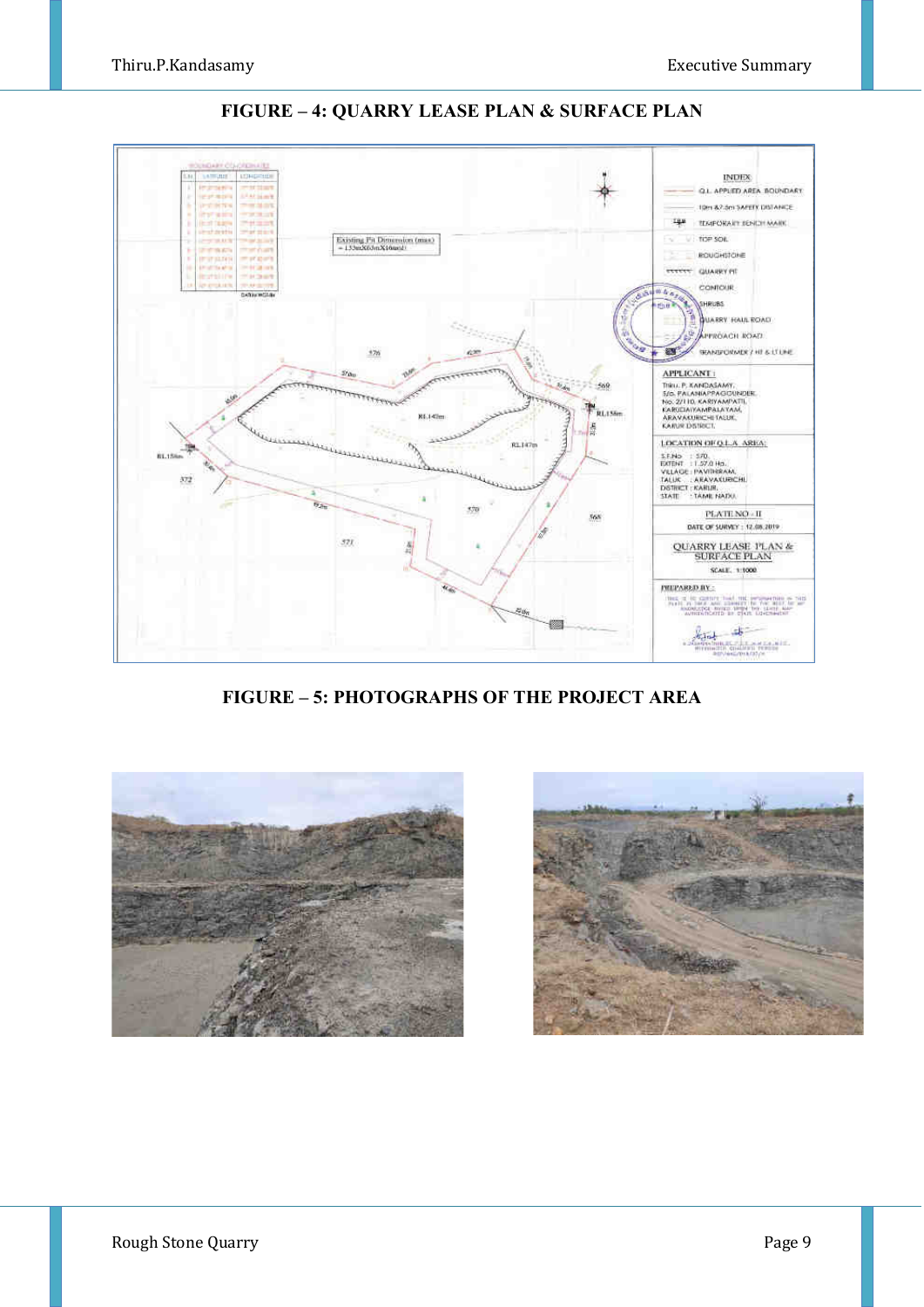**FIGURE – 4: QUARRY LEASE PLAN & SURFACE PLAN**

**FIGURE – 5: PHOTOGRAPHS OF THE PROJECT AREA**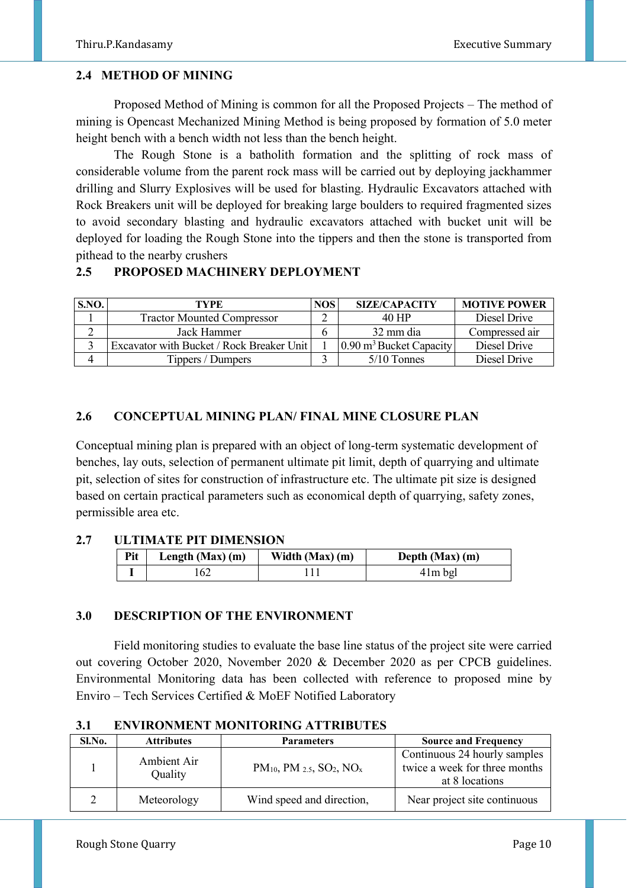## 2.4 METHOD OF MINING

Proposed Method of Mining is common for all the Proposed Projects – The method of mining is Opencast Mechanized Mining Method is being proposed by formation of 5.0 meter height bench with a bench width not less than the bench height.

The Rough Stone is a batholith formation and the splitting of rock mass of considerable volume from the parent rock mass will be carried out by deploying jackhammer drilling and Slurry Explosives will be used for blasting. Hydraulic Excavators attached with Rock Breakers unit will be deployed for breaking large boulders to required fragmented sizes to avoid secondary blasting and hydraulic excavators attached with bucket unit will be deployed for loading the Rough Stone into the tippers and then the stone is transported from pithead to the nearby crushers

## 2.5 PROPOSED MACHINERY DEPLOYMENT

| S.NO. | TYPE | NOS | SIZE/CAPACITY | MOTIVE POWER |
|---|---|---|---|---|
| 1 | Tractor Mounted Compressor | 2 | 40 HP | Diesel Drive |
| 2 | Jack Hammer | 6 | 32 mm dia | Compressed air |
| 3 | Excavator with Bucket / Rock Breaker Unit | 1 | 0.90 $m^3$ Bucket Capacity | Diesel Drive |
| 4 | Tippers / Dumpers | 3 | 5/10 Tonnes | Diesel Drive |

## 2.6 CONCEPTUAL MINING PLAN/ FINAL MINE CLOSURE PLAN

Conceptual mining plan is prepared with an object of long-term systematic development of benches, lay outs, selection of permanent ultimate pit limit, depth of quarrying and ultimate pit, selection of sites for construction of infrastructure etc. The ultimate pit size is designed based on certain practical parameters such as economical depth of quarrying, safety zones, permissible area etc.

## 2.7 ULTIMATE PIT DIMENSION

| Pit | Length (Max) (m) | Width (Max) (m) | Depth (Max) (m) |
|---|---|---|---|
| I | 162 | 111 | 41m bgl |

# 3.0 DESCRIPTION OF THE ENVIRONMENT

Field monitoring studies to evaluate the base line status of the project site were carried out covering October 2020, November 2020 & December 2020 as per CPCB guidelines. Environmental Monitoring data has been collected with reference to proposed mine by Enviro – Tech Services Certified & MoEF Notified Laboratory

## 3.1 ENVIRONMENT MONITORING ATTRIBUTES

| Sl.No. | Attributes | Parameters | Source and Frequency |
|---|---|---|---|
| 1 | Ambient Air Quality | $PM_{10}$, $PM_{2.5}$, $SO_2$, $NO_x$ | Continuous 24 hourly samples twice a week for three months at 8 locations |
| 2 | Meteorology | Wind speed and direction, | Near project site continuous |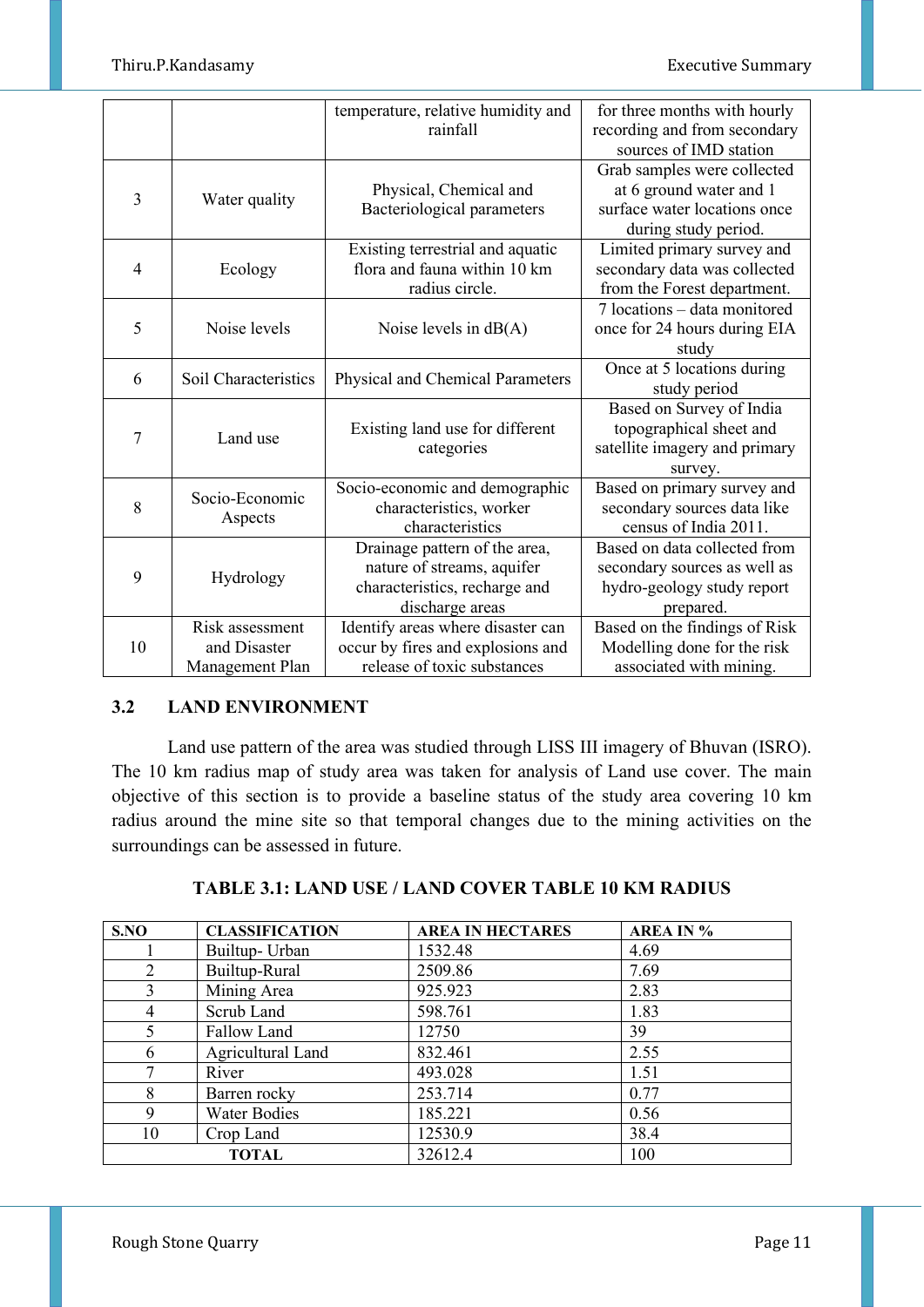|  |  | temperature, relative humidity and rainfall | for three months with hourly recording and from secondary sources of IMD station |
|---|---|---|---|
| 3 | Water quality | Physical, Chemical and Bacteriological parameters | Grab samples were collected at 6 ground water and 1 surface water locations once during study period. |
| 4 | Ecology | Existing terrestrial and aquatic flora and fauna within 10 km radius circle. | Limited primary survey and secondary data was collected from the Forest department. |
| 5 | Noise levels | Noise levels in dB(A) | 7 locations – data monitored once for 24 hours during EIA study |
| 6 | Soil Characteristics | Physical and Chemical Parameters | Once at 5 locations during study period |
| 7 | Land use | Existing land use for different categories | Based on Survey of India topographical sheet and satellite imagery and primary survey. |
| 8 | Socio-Economic Aspects | Socio-economic and demographic characteristics, worker characteristics | Based on primary survey and secondary sources data like census of India 2011. |
| 9 | Hydrology | Drainage pattern of the area, nature of streams, aquifer characteristics, recharge and discharge areas | Based on data collected from secondary sources as well as hydro-geology study report prepared. |
| 10 | Risk assessment and Disaster Management Plan | Identify areas where disaster can occur by fires and explosions and release of toxic substances | Based on the findings of Risk Modelling done for the risk associated with mining. |

## 3.2 LAND ENVIRONMENT

Land use pattern of the area was studied through LISS III imagery of Bhuvan (ISRO). The 10 km radius map of study area was taken for analysis of Land use cover. The main objective of this section is to provide a baseline status of the study area covering 10 km radius around the mine site so that temporal changes due to the mining activities on the surroundings can be assessed in future.

**TABLE 3.1: LAND USE / LAND COVER TABLE 10 KM RADIUS**

| S.NO | CLASSIFICATION | AREA IN HECTARES | AREA IN % |
|---|---|---|---|
| 1 | Builtup- Urban | 1532.48 | 4.69 |
| 2 | Builtup-Rural | 2509.86 | 7.69 |
| 3 | Mining Area | 925.923 | 2.83 |
| 4 | Scrub Land | 598.761 | 1.83 |
| 5 | Fallow Land | 12750 | 39 |
| 6 | Agricultural Land | 832.461 | 2.55 |
| 7 | River | 493.028 | 1.51 |
| 8 | Barren rocky | 253.714 | 0.77 |
| 9 | Water Bodies | 185.221 | 0.56 |
| 10 | Crop Land | 12530.9 | 38.4 |
| **TOTAL** | | 32612.4 | 100 |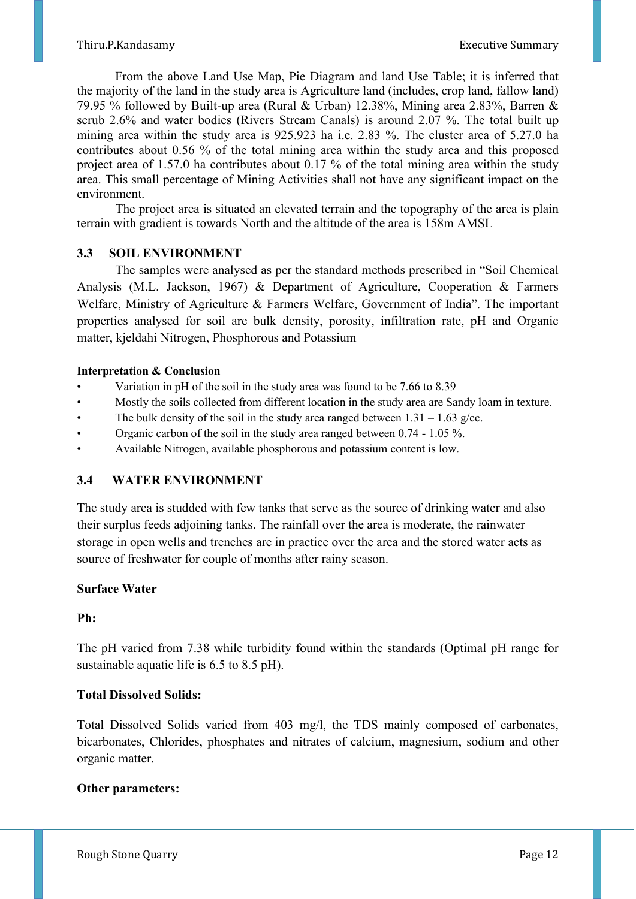From the above Land Use Map, Pie Diagram and land Use Table; it is inferred that the majority of the land in the study area is Agriculture land (includes, crop land, fallow land) 79.95 % followed by Built-up area (Rural & Urban) 12.38%, Mining area 2.83%, Barren & scrub 2.6% and water bodies (Rivers Stream Canals) is around 2.07 %. The total built up mining area within the study area is 925.923 ha i.e. 2.83 %. The cluster area of 5.27.0 ha contributes about 0.56 % of the total mining area within the study area and this proposed project area of 1.57.0 ha contributes about 0.17 % of the total mining area within the study area. This small percentage of Mining Activities shall not have any significant impact on the environment.

The project area is situated an elevated terrain and the topography of the area is plain terrain with gradient is towards North and the altitude of the area is 158m AMSL

## 3.3 SOIL ENVIRONMENT

The samples were analysed as per the standard methods prescribed in "Soil Chemical Analysis (M.L. Jackson, 1967) & Department of Agriculture, Cooperation & Farmers Welfare, Ministry of Agriculture & Farmers Welfare, Government of India". The important properties analysed for soil are bulk density, porosity, infiltration rate, pH and Organic matter, kjeldahi Nitrogen, Phosphorous and Potassium

**Interpretation & Conclusion**

- Variation in pH of the soil in the study area was found to be 7.66 to 8.39
- Mostly the soils collected from different location in the study area are Sandy loam in texture.
- The bulk density of the soil in the study area ranged between 1.31 – 1.63 g/cc.
- Organic carbon of the soil in the study area ranged between 0.74 - 1.05 %.
- Available Nitrogen, available phosphorous and potassium content is low.

## 3.4 WATER ENVIRONMENT

The study area is studded with few tanks that serve as the source of drinking water and also their surplus feeds adjoining tanks. The rainfall over the area is moderate, the rainwater storage in open wells and trenches are in practice over the area and the stored water acts as source of freshwater for couple of months after rainy season.

**Surface Water**

**Ph:**

The pH varied from 7.38 while turbidity found within the standards (Optimal pH range for sustainable aquatic life is 6.5 to 8.5 pH).

**Total Dissolved Solids:**

Total Dissolved Solids varied from 403 mg/l, the TDS mainly composed of carbonates, bicarbonates, Chlorides, phosphates and nitrates of calcium, magnesium, sodium and other organic matter.

**Other parameters:**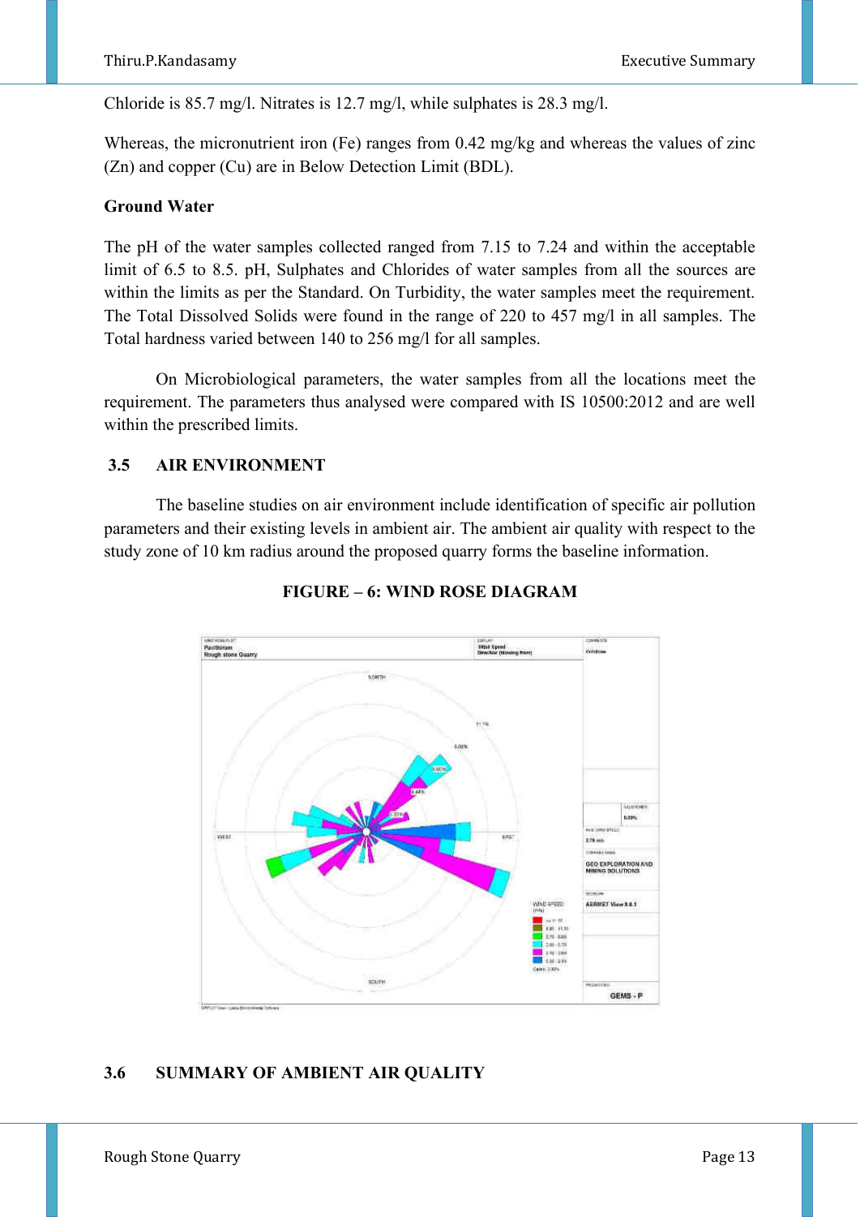Chloride is 85.7 mg/l. Nitrates is 12.7 mg/l, while sulphates is 28.3 mg/l.

Whereas, the micronutrient iron (Fe) ranges from 0.42 mg/kg and whereas the values of zinc (Zn) and copper (Cu) are in Below Detection Limit (BDL).

**Ground Water**

The pH of the water samples collected ranged from 7.15 to 7.24 and within the acceptable limit of 6.5 to 8.5. pH, Sulphates and Chlorides of water samples from all the sources are within the limits as per the Standard. On Turbidity, the water samples meet the requirement. The Total Dissolved Solids were found in the range of 220 to 457 mg/l in all samples. The Total hardness varied between 140 to 256 mg/l for all samples.

On Microbiological parameters, the water samples from all the locations meet the requirement. The parameters thus analysed were compared with IS 10500:2012 and are well within the prescribed limits.

## 3.5 AIR ENVIRONMENT

The baseline studies on air environment include identification of specific air pollution parameters and their existing levels in ambient air. The ambient air quality with respect to the study zone of 10 km radius around the proposed quarry forms the baseline information.

**FIGURE – 6: WIND ROSE DIAGRAM**

## 3.6 SUMMARY OF AMBIENT AIR QUALITY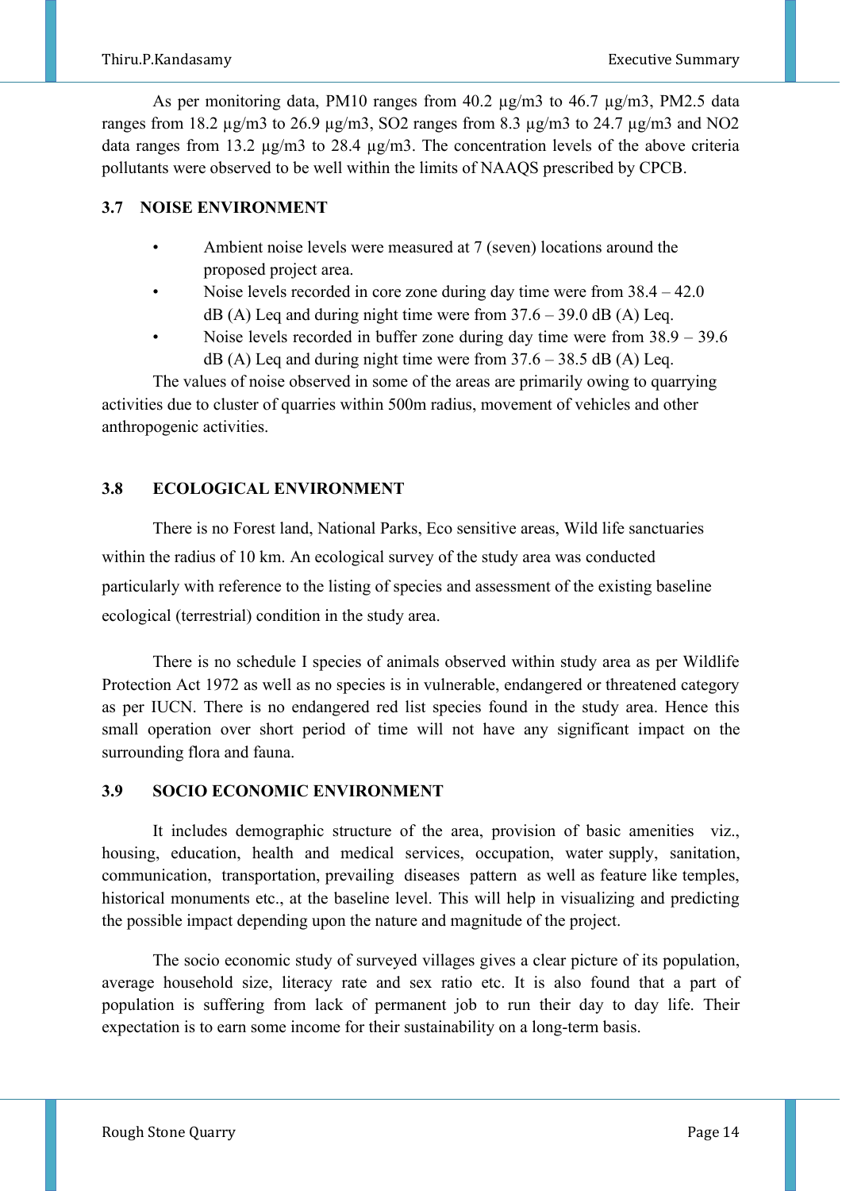As per monitoring data, PM10 ranges from 40.2 µg/m3 to 46.7 µg/m3, PM2.5 data ranges from 18.2 µg/m3 to 26.9 µg/m3, SO2 ranges from 8.3 µg/m3 to 24.7 µg/m3 and NO2 data ranges from 13.2 µg/m3 to 28.4 µg/m3. The concentration levels of the above criteria pollutants were observed to be well within the limits of NAAQS prescribed by CPCB.

### 3.7 NOISE ENVIRONMENT

- Ambient noise levels were measured at 7 (seven) locations around the proposed project area.
- Noise levels recorded in core zone during day time were from 38.4 – 42.0 dB (A) Leq and during night time were from 37.6 – 39.0 dB (A) Leq.
- Noise levels recorded in buffer zone during day time were from 38.9 – 39.6 dB (A) Leq and during night time were from 37.6 – 38.5 dB (A) Leq.

The values of noise observed in some of the areas are primarily owing to quarrying activities due to cluster of quarries within 500m radius, movement of vehicles and other anthropogenic activities.

### 3.8 ECOLOGICAL ENVIRONMENT

There is no Forest land, National Parks, Eco sensitive areas, Wild life sanctuaries within the radius of 10 km. An ecological survey of the study area was conducted particularly with reference to the listing of species and assessment of the existing baseline ecological (terrestrial) condition in the study area.

There is no schedule I species of animals observed within study area as per Wildlife Protection Act 1972 as well as no species is in vulnerable, endangered or threatened category as per IUCN. There is no endangered red list species found in the study area. Hence this small operation over short period of time will not have any significant impact on the surrounding flora and fauna.

### 3.9 SOCIO ECONOMIC ENVIRONMENT

It includes demographic structure of the area, provision of basic amenities viz., housing, education, health and medical services, occupation, water supply, sanitation, communication, transportation, prevailing diseases pattern as well as feature like temples, historical monuments etc., at the baseline level. This will help in visualizing and predicting the possible impact depending upon the nature and magnitude of the project.

The socio economic study of surveyed villages gives a clear picture of its population, average household size, literacy rate and sex ratio etc. It is also found that a part of population is suffering from lack of permanent job to run their day to day life. Their expectation is to earn some income for their sustainability on a long-term basis.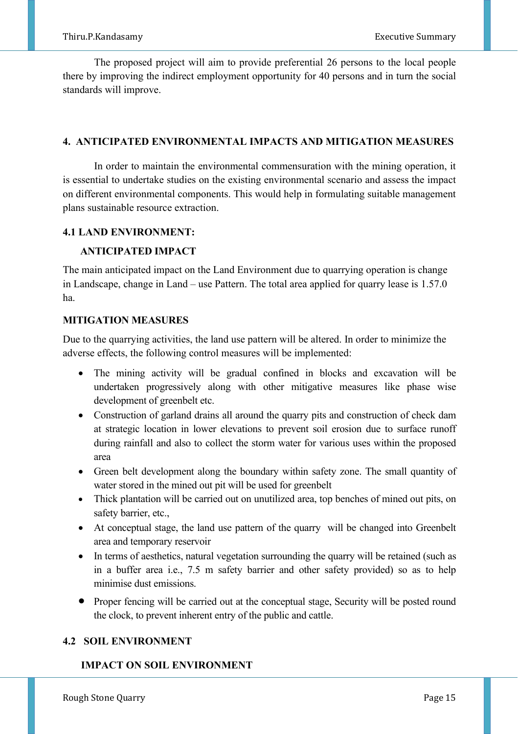The proposed project will aim to provide preferential 26 persons to the local people there by improving the indirect employment opportunity for 40 persons and in turn the social standards will improve.

## 4. ANTICIPATED ENVIRONMENTAL IMPACTS AND MITIGATION MEASURES

In order to maintain the environmental commensuration with the mining operation, it is essential to undertake studies on the existing environmental scenario and assess the impact on different environmental components. This would help in formulating suitable management plans sustainable resource extraction.

### 4.1 LAND ENVIRONMENT:

**ANTICIPATED IMPACT**

The main anticipated impact on the Land Environment due to quarrying operation is change in Landscape, change in Land – use Pattern. The total area applied for quarry lease is 1.57.0 ha.

**MITIGATION MEASURES**

Due to the quarrying activities, the land use pattern will be altered. In order to minimize the adverse effects, the following control measures will be implemented:

- The mining activity will be gradual confined in blocks and excavation will be undertaken progressively along with other mitigative measures like phase wise development of greenbelt etc.
- Construction of garland drains all around the quarry pits and construction of check dam at strategic location in lower elevations to prevent soil erosion due to surface runoff during rainfall and also to collect the storm water for various uses within the proposed area
- Green belt development along the boundary within safety zone. The small quantity of water stored in the mined out pit will be used for greenbelt
- Thick plantation will be carried out on unutilized area, top benches of mined out pits, on safety barrier, etc.,
- At conceptual stage, the land use pattern of the quarry will be changed into Greenbelt area and temporary reservoir
- In terms of aesthetics, natural vegetation surrounding the quarry will be retained (such as in a buffer area i.e., 7.5 m safety barrier and other safety provided) so as to help minimise dust emissions.
- Proper fencing will be carried out at the conceptual stage, Security will be posted round the clock, to prevent inherent entry of the public and cattle.

### 4.2 SOIL ENVIRONMENT

**IMPACT ON SOIL ENVIRONMENT**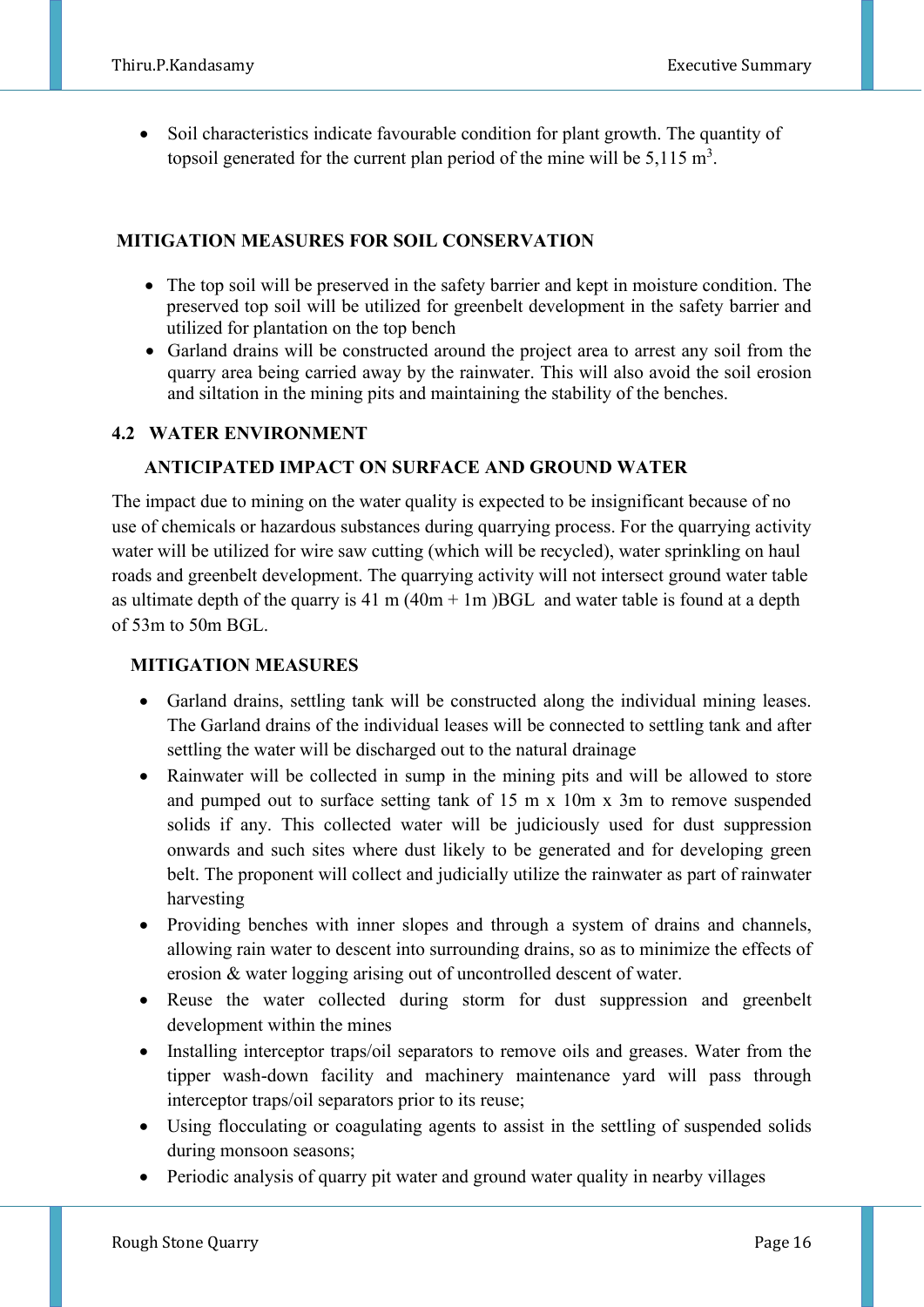- Soil characteristics indicate favourable condition for plant growth. The quantity of topsoil generated for the current plan period of the mine will be 5,115 $m^3$.

### MITIGATION MEASURES FOR SOIL CONSERVATION

- The top soil will be preserved in the safety barrier and kept in moisture condition. The preserved top soil will be utilized for greenbelt development in the safety barrier and utilized for plantation on the top bench
- Garland drains will be constructed around the project area to arrest any soil from the quarry area being carried away by the rainwater. This will also avoid the soil erosion and siltation in the mining pits and maintaining the stability of the benches.

## 4.2 WATER ENVIRONMENT

### ANTICIPATED IMPACT ON SURFACE AND GROUND WATER

The impact due to mining on the water quality is expected to be insignificant because of no use of chemicals or hazardous substances during quarrying process. For the quarrying activity water will be utilized for wire saw cutting (which will be recycled), water sprinkling on haul roads and greenbelt development. The quarrying activity will not intersect ground water table as ultimate depth of the quarry is 41 m (40m + 1m )BGL and water table is found at a depth of 53m to 50m BGL.

### MITIGATION MEASURES

- Garland drains, settling tank will be constructed along the individual mining leases. The Garland drains of the individual leases will be connected to settling tank and after settling the water will be discharged out to the natural drainage
- Rainwater will be collected in sump in the mining pits and will be allowed to store and pumped out to surface setting tank of 15 m x 10m x 3m to remove suspended solids if any. This collected water will be judiciously used for dust suppression onwards and such sites where dust likely to be generated and for developing green belt. The proponent will collect and judicially utilize the rainwater as part of rainwater harvesting
- Providing benches with inner slopes and through a system of drains and channels, allowing rain water to descent into surrounding drains, so as to minimize the effects of erosion & water logging arising out of uncontrolled descent of water.
- Reuse the water collected during storm for dust suppression and greenbelt development within the mines
- Installing interceptor traps/oil separators to remove oils and greases. Water from the tipper wash-down facility and machinery maintenance yard will pass through interceptor traps/oil separators prior to its reuse;
- Using flocculating or coagulating agents to assist in the settling of suspended solids during monsoon seasons;
- Periodic analysis of quarry pit water and ground water quality in nearby villages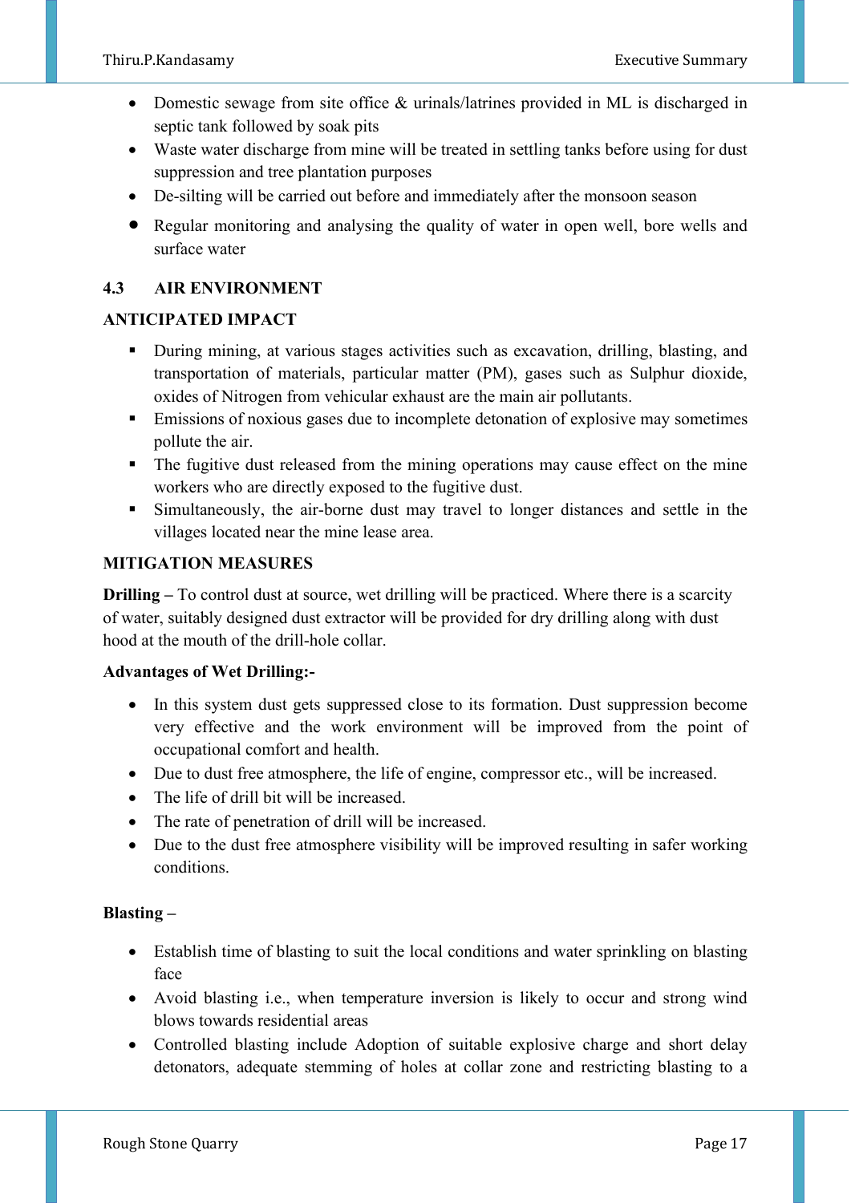- Domestic sewage from site office & urinals/latrines provided in ML is discharged in septic tank followed by soak pits
- Waste water discharge from mine will be treated in settling tanks before using for dust suppression and tree plantation purposes
- De-silting will be carried out before and immediately after the monsoon season
- Regular monitoring and analysing the quality of water in open well, bore wells and surface water

## 4.3 AIR ENVIRONMENT

### ANTICIPATED IMPACT

- During mining, at various stages activities such as excavation, drilling, blasting, and transportation of materials, particular matter (PM), gases such as Sulphur dioxide, oxides of Nitrogen from vehicular exhaust are the main air pollutants.
- Emissions of noxious gases due to incomplete detonation of explosive may sometimes pollute the air.
- The fugitive dust released from the mining operations may cause effect on the mine workers who are directly exposed to the fugitive dust.
- Simultaneously, the air-borne dust may travel to longer distances and settle in the villages located near the mine lease area.

### MITIGATION MEASURES

**Drilling –** To control dust at source, wet drilling will be practiced. Where there is a scarcity of water, suitably designed dust extractor will be provided for dry drilling along with dust hood at the mouth of the drill-hole collar.

**Advantages of Wet Drilling:-**

- In this system dust gets suppressed close to its formation. Dust suppression become very effective and the work environment will be improved from the point of occupational comfort and health.
- Due to dust free atmosphere, the life of engine, compressor etc., will be increased.
- The life of drill bit will be increased.
- The rate of penetration of drill will be increased.
- Due to the dust free atmosphere visibility will be improved resulting in safer working conditions.

**Blasting –**

- Establish time of blasting to suit the local conditions and water sprinkling on blasting face
- Avoid blasting i.e., when temperature inversion is likely to occur and strong wind blows towards residential areas
- Controlled blasting include Adoption of suitable explosive charge and short delay detonators, adequate stemming of holes at collar zone and restricting blasting to a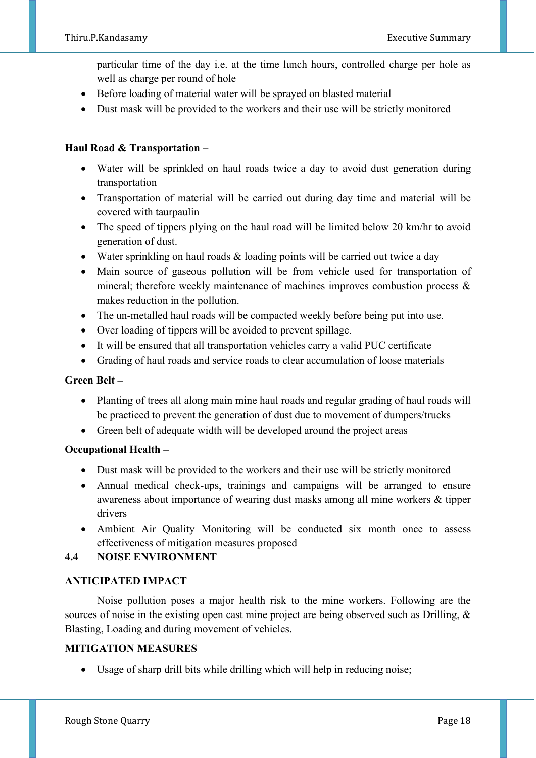particular time of the day i.e. at the time lunch hours, controlled charge per hole as well as charge per round of hole

- Before loading of material water will be sprayed on blasted material
- Dust mask will be provided to the workers and their use will be strictly monitored

**Haul Road & Transportation –**

- Water will be sprinkled on haul roads twice a day to avoid dust generation during transportation
- Transportation of material will be carried out during day time and material will be covered with taurpaulin
- The speed of tippers plying on the haul road will be limited below 20 km/hr to avoid generation of dust.
- Water sprinkling on haul roads & loading points will be carried out twice a day
- Main source of gaseous pollution will be from vehicle used for transportation of mineral; therefore weekly maintenance of machines improves combustion process & makes reduction in the pollution.
- The un-metalled haul roads will be compacted weekly before being put into use.
- Over loading of tippers will be avoided to prevent spillage.
- It will be ensured that all transportation vehicles carry a valid PUC certificate
- Grading of haul roads and service roads to clear accumulation of loose materials

**Green Belt –**

- Planting of trees all along main mine haul roads and regular grading of haul roads will be practiced to prevent the generation of dust due to movement of dumpers/trucks
- Green belt of adequate width will be developed around the project areas

**Occupational Health –**

- Dust mask will be provided to the workers and their use will be strictly monitored
- Annual medical check-ups, trainings and campaigns will be arranged to ensure awareness about importance of wearing dust masks among all mine workers & tipper drivers
- Ambient Air Quality Monitoring will be conducted six month once to assess effectiveness of mitigation measures proposed

## 4.4 NOISE ENVIRONMENT

### ANTICIPATED IMPACT

Noise pollution poses a major health risk to the mine workers. Following are the sources of noise in the existing open cast mine project are being observed such as Drilling, & Blasting, Loading and during movement of vehicles.

### MITIGATION MEASURES

- Usage of sharp drill bits while drilling which will help in reducing noise;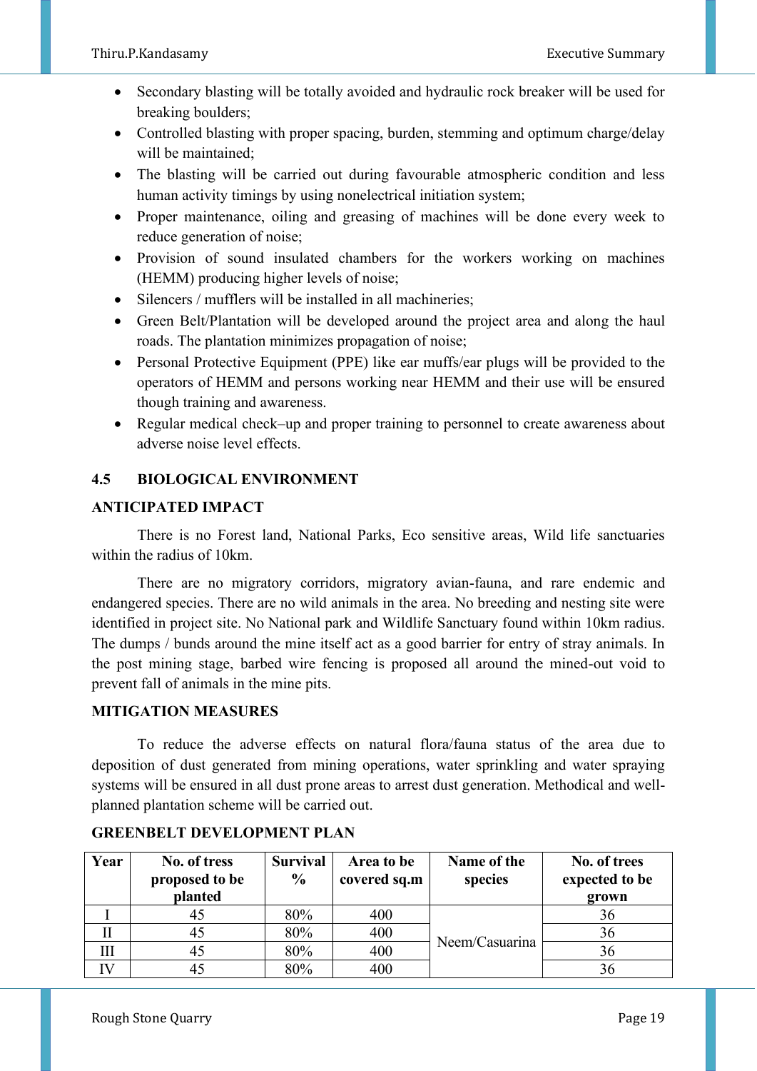- Secondary blasting will be totally avoided and hydraulic rock breaker will be used for breaking boulders;
- Controlled blasting with proper spacing, burden, stemming and optimum charge/delay will be maintained;
- The blasting will be carried out during favourable atmospheric condition and less human activity timings by using nonelectrical initiation system;
- Proper maintenance, oiling and greasing of machines will be done every week to reduce generation of noise;
- Provision of sound insulated chambers for the workers working on machines (HEMM) producing higher levels of noise;
- Silencers / mufflers will be installed in all machineries;
- Green Belt/Plantation will be developed around the project area and along the haul roads. The plantation minimizes propagation of noise;
- Personal Protective Equipment (PPE) like ear muffs/ear plugs will be provided to the operators of HEMM and persons working near HEMM and their use will be ensured though training and awareness.
- Regular medical check–up and proper training to personnel to create awareness about adverse noise level effects.

## 4.5 BIOLOGICAL ENVIRONMENT

**ANTICIPATED IMPACT**

There is no Forest land, National Parks, Eco sensitive areas, Wild life sanctuaries within the radius of 10km.

There are no migratory corridors, migratory avian-fauna, and rare endemic and endangered species. There are no wild animals in the area. No breeding and nesting site were identified in project site. No National park and Wildlife Sanctuary found within 10km radius. The dumps / bunds around the mine itself act as a good barrier for entry of stray animals. In the post mining stage, barbed wire fencing is proposed all around the mined-out void to prevent fall of animals in the mine pits.

**MITIGATION MEASURES**

To reduce the adverse effects on natural flora/fauna status of the area due to deposition of dust generated from mining operations, water sprinkling and water spraying systems will be ensured in all dust prone areas to arrest dust generation. Methodical and well-planned plantation scheme will be carried out.

**GREENBELT DEVELOPMENT PLAN**

| Year | No. of tress proposed to be planted | Survival % | Area to be covered sq.m | Name of the species | No. of trees expected to be grown |
|---|---|---|---|---|---|
| I | 45 | 80% | 400 | Neem/Casuarina | 36 |
| II | 45 | 80% | 400 | | 36 |
| III | 45 | 80% | 400 | | 36 |
| IV | 45 | 80% | 400 | | 36 |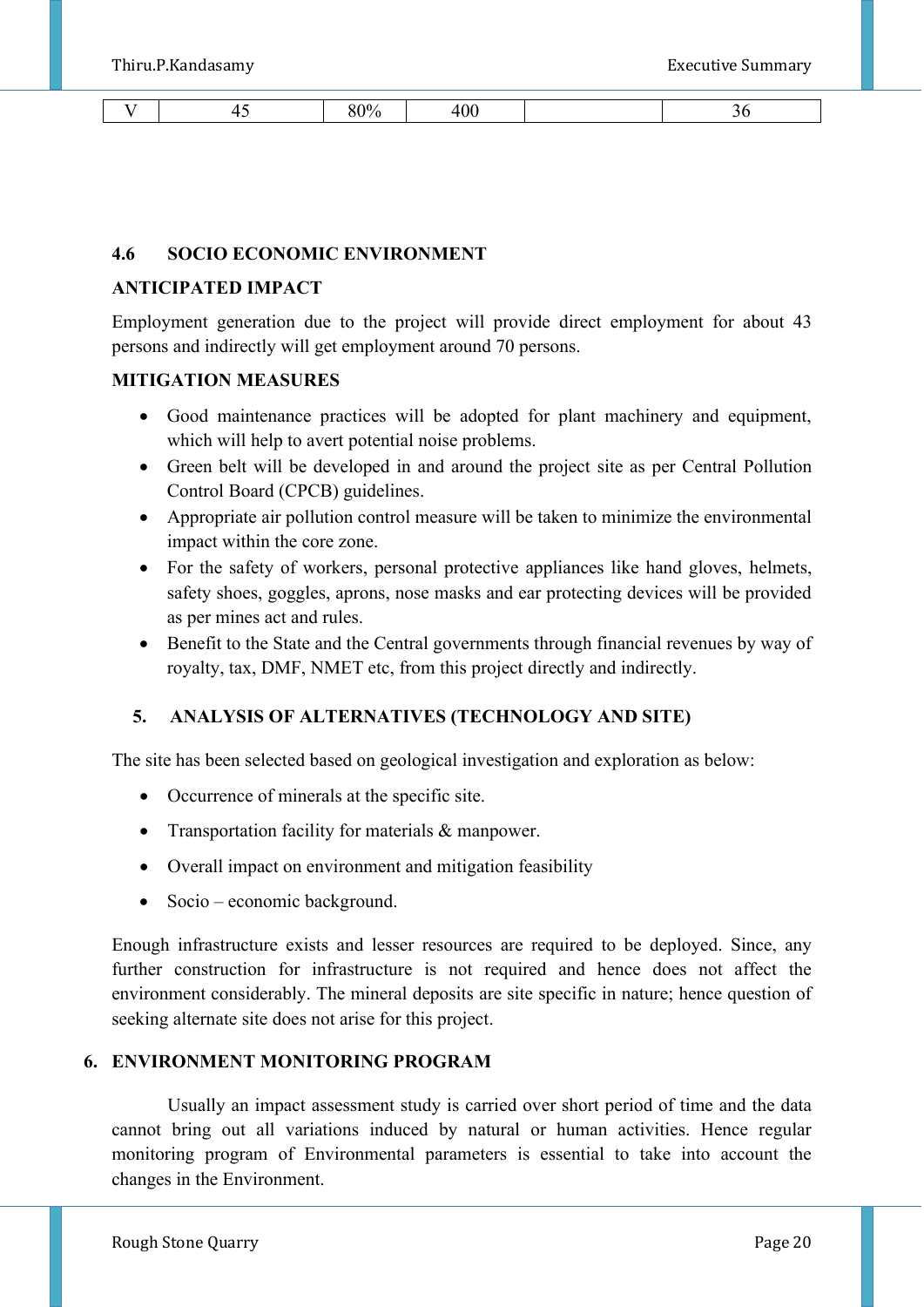| V | 45 | 80% | 400 | | 36 |
|---|---|---|---|---|---|

### 4.6 SOCIO ECONOMIC ENVIRONMENT

**ANTICIPATED IMPACT**

Employment generation due to the project will provide direct employment for about 43 persons and indirectly will get employment around 70 persons.

**MITIGATION MEASURES**

- Good maintenance practices will be adopted for plant machinery and equipment, which will help to avert potential noise problems.
- Green belt will be developed in and around the project site as per Central Pollution Control Board (CPCB) guidelines.
- Appropriate air pollution control measure will be taken to minimize the environmental impact within the core zone.
- For the safety of workers, personal protective appliances like hand gloves, helmets, safety shoes, goggles, aprons, nose masks and ear protecting devices will be provided as per mines act and rules.
- Benefit to the State and the Central governments through financial revenues by way of royalty, tax, DMF, NMET etc, from this project directly and indirectly.

## 5. ANALYSIS OF ALTERNATIVES (TECHNOLOGY AND SITE)

The site has been selected based on geological investigation and exploration as below:

- Occurrence of minerals at the specific site.
- Transportation facility for materials & manpower.
- Overall impact on environment and mitigation feasibility
- Socio – economic background.

Enough infrastructure exists and lesser resources are required to be deployed. Since, any further construction for infrastructure is not required and hence does not affect the environment considerably. The mineral deposits are site specific in nature; hence question of seeking alternate site does not arise for this project.

## 6. ENVIRONMENT MONITORING PROGRAM

Usually an impact assessment study is carried over short period of time and the data cannot bring out all variations induced by natural or human activities. Hence regular monitoring program of Environmental parameters is essential to take into account the changes in the Environment.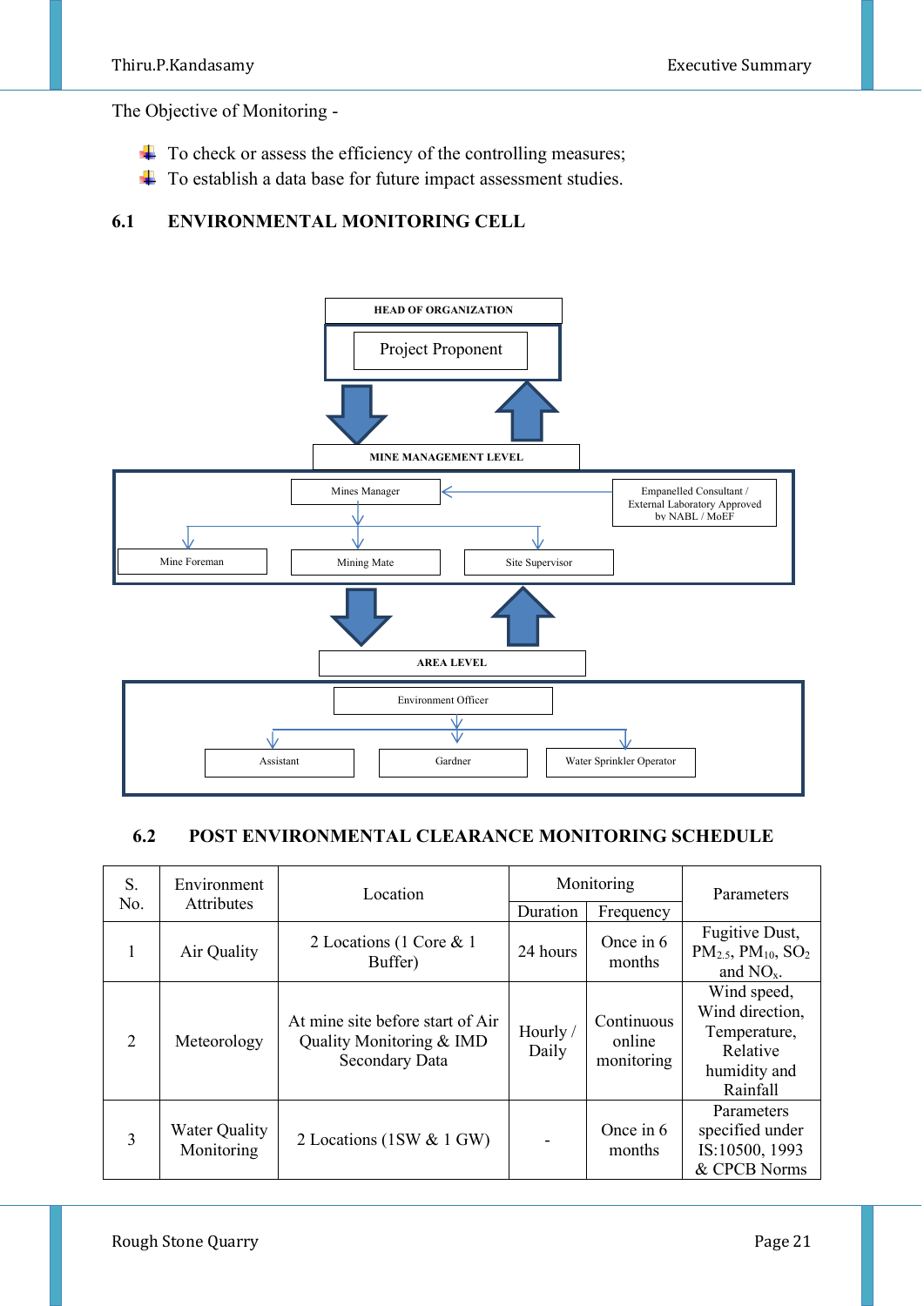The Objective of Monitoring -

- To check or assess the efficiency of the controlling measures;
- To establish a data base for future impact assessment studies.

## 6.1 ENVIRONMENTAL MONITORING CELL

HEAD OF ORGANIZATION

Project Proponent

MINE MANAGEMENT LEVEL

Mines Manager

Empanelled Consultant / External Laboratory Approved by NABL / MoEF

Mine Foreman

Mining Mate

Site Supervisor

AREA LEVEL

Environment Officer

Assistant

Gardner

Water Sprinkler Operator

## 6.2 POST ENVIRONMENTAL CLEARANCE MONITORING SCHEDULE

| S. No. | Environment Attributes | Location | Monitoring | | Parameters |
|---|---|---|---|---|---|
| | | | Duration | Frequency | |
| 1 | Air Quality | 2 Locations (1 Core & 1 Buffer) | 24 hours | Once in 6 months | Fugitive Dust, $PM_{2.5}$, $PM_{10}$, $SO_2$ and $NO_x$. |
| 2 | Meteorology | At mine site before start of Air Quality Monitoring & IMD Secondary Data | Hourly / Daily | Continuous online monitoring | Wind speed, Wind direction, Temperature, Relative humidity and Rainfall |
| 3 | Water Quality Monitoring | 2 Locations (1SW & 1 GW) | - | Once in 6 months | Parameters specified under IS:10500, 1993 & CPCB Norms |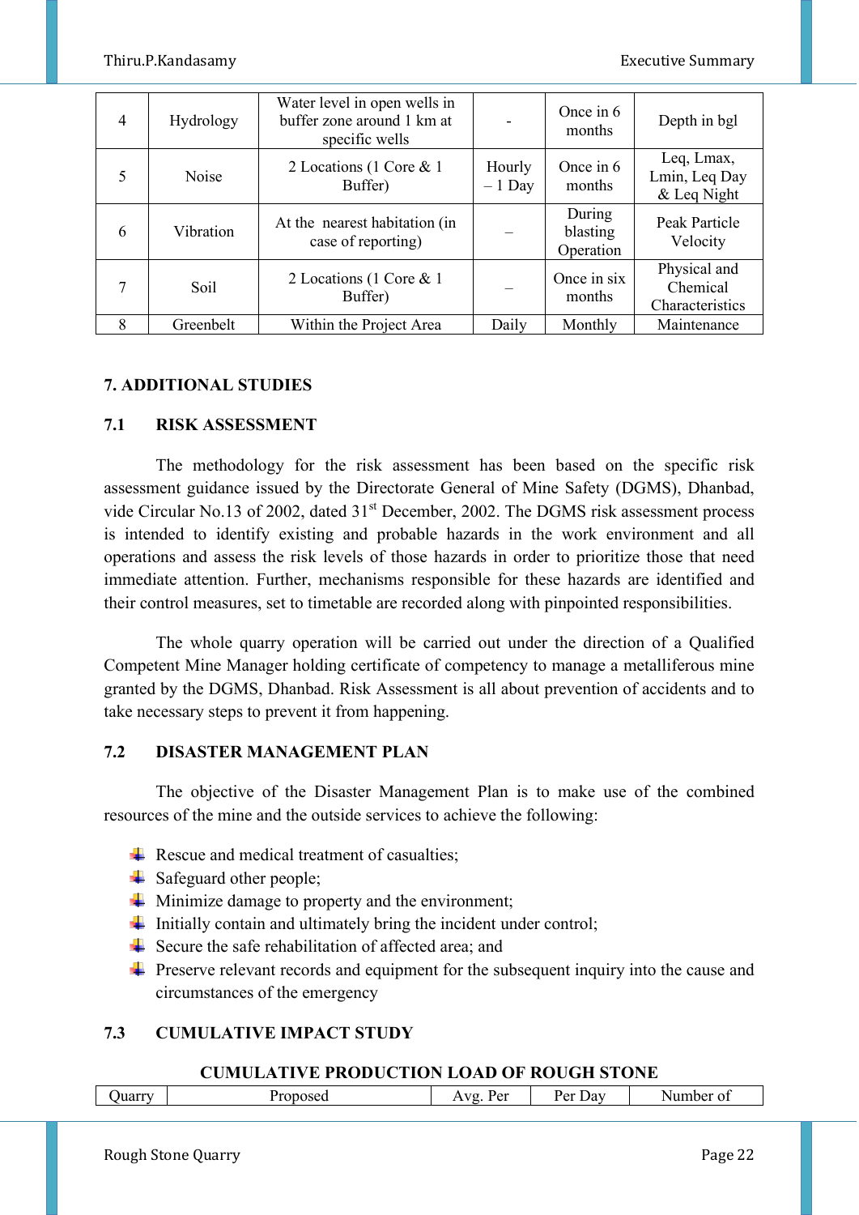| 4 | Hydrology | Water level in open wells in buffer zone around 1 km at specific wells | - | Once in 6 months | Depth in bgl |
|---|---|---|---|---|---|
| 5 | Noise | 2 Locations (1 Core & 1 Buffer) | Hourly – 1 Day | Once in 6 months | Leq, Lmax, Lmin, Leq Day & Leq Night |
| 6 | Vibration | At the nearest habitation (in case of reporting) | – | During blasting Operation | Peak Particle Velocity |
| 7 | Soil | 2 Locations (1 Core & 1 Buffer) | – | Once in six months | Physical and Chemical Characteristics |
| 8 | Greenbelt | Within the Project Area | Daily | Monthly | Maintenance |

## 7. ADDITIONAL STUDIES

### 7.1 RISK ASSESSMENT

The methodology for the risk assessment has been based on the specific risk assessment guidance issued by the Directorate General of Mine Safety (DGMS), Dhanbad, vide Circular No.13 of 2002, dated 31st December, 2002. The DGMS risk assessment process is intended to identify existing and probable hazards in the work environment and all operations and assess the risk levels of those hazards in order to prioritize those that need immediate attention. Further, mechanisms responsible for these hazards are identified and their control measures, set to timetable are recorded along with pinpointed responsibilities.

The whole quarry operation will be carried out under the direction of a Qualified Competent Mine Manager holding certificate of competency to manage a metalliferous mine granted by the DGMS, Dhanbad. Risk Assessment is all about prevention of accidents and to take necessary steps to prevent it from happening.

### 7.2 DISASTER MANAGEMENT PLAN

The objective of the Disaster Management Plan is to make use of the combined resources of the mine and the outside services to achieve the following:

- Rescue and medical treatment of casualties;
- Safeguard other people;
- Minimize damage to property and the environment;
- Initially contain and ultimately bring the incident under control;
- Secure the safe rehabilitation of affected area; and
- Preserve relevant records and equipment for the subsequent inquiry into the cause and circumstances of the emergency

### 7.3 CUMULATIVE IMPACT STUDY

**CUMULATIVE PRODUCTION LOAD OF ROUGH STONE**

| Quarry | Proposed | Avg. Per | Per Day | Number of |
|---|---|---|---|---|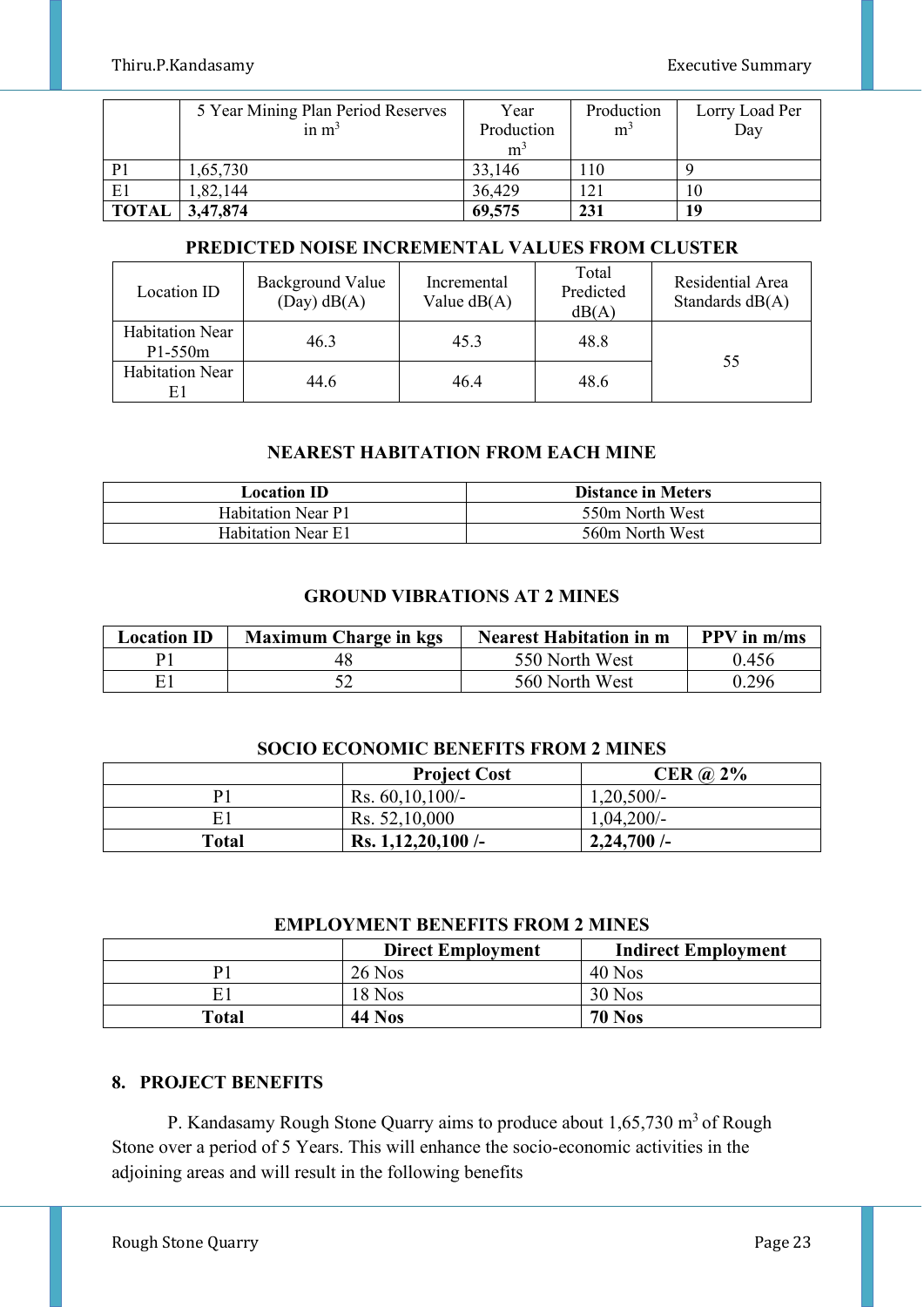| | 5 Year Mining Plan Period Reserves in $m^3$ | Year Production $m^3$ | Production $m^3$ | Lorry Load Per Day |
|---|---|---|---|---|
| P1 | 1,65,730 | 33,146 | 110 | 9 |
| E1 | 1,82,144 | 36,429 | 121 | 10 |
| **TOTAL** | **3,47,874** | **69,575** | **231** | **19** |

### PREDICTED NOISE INCREMENTAL VALUES FROM CLUSTER

| Location ID | Background Value (Day) dB(A) | Incremental Value dB(A) | Total Predicted dB(A) | Residential Area Standards dB(A) |
|---|---|---|---|---|
| Habitation Near P1-550m | 46.3 | 45.3 | 48.8 | 55 |
| Habitation Near E1 | 44.6 | 46.4 | 48.6 | |

### NEAREST HABITATION FROM EACH MINE

| Location ID | Distance in Meters |
|---|---|
| Habitation Near P1 | 550m North West |
| Habitation Near E1 | 560m North West |

### GROUND VIBRATIONS AT 2 MINES

| Location ID | Maximum Charge in kgs | Nearest Habitation in m | PPV in m/ms |
|---|---|---|---|
| P1 | 48 | 550 North West | 0.456 |
| E1 | 52 | 560 North West | 0.296 |

### SOCIO ECONOMIC BENEFITS FROM 2 MINES

| | Project Cost | CER @ 2% |
|---|---|---|
| P1 | Rs. 60,10,100/- | 1,20,500/- |
| E1 | Rs. 52,10,000 | 1,04,200/- |
| **Total** | **Rs. 1,12,20,100 /-** | **2,24,700 /-** |

### EMPLOYMENT BENEFITS FROM 2 MINES

| | Direct Employment | Indirect Employment |
|---|---|---|
| P1 | 26 Nos | 40 Nos |
| E1 | 18 Nos | 30 Nos |
| **Total** | **44 Nos** | **70 Nos** |

## 8. PROJECT BENEFITS

P. Kandasamy Rough Stone Quarry aims to produce about 1,65,730 $m^3$ of Rough Stone over a period of 5 Years. This will enhance the socio-economic activities in the adjoining areas and will result in the following benefits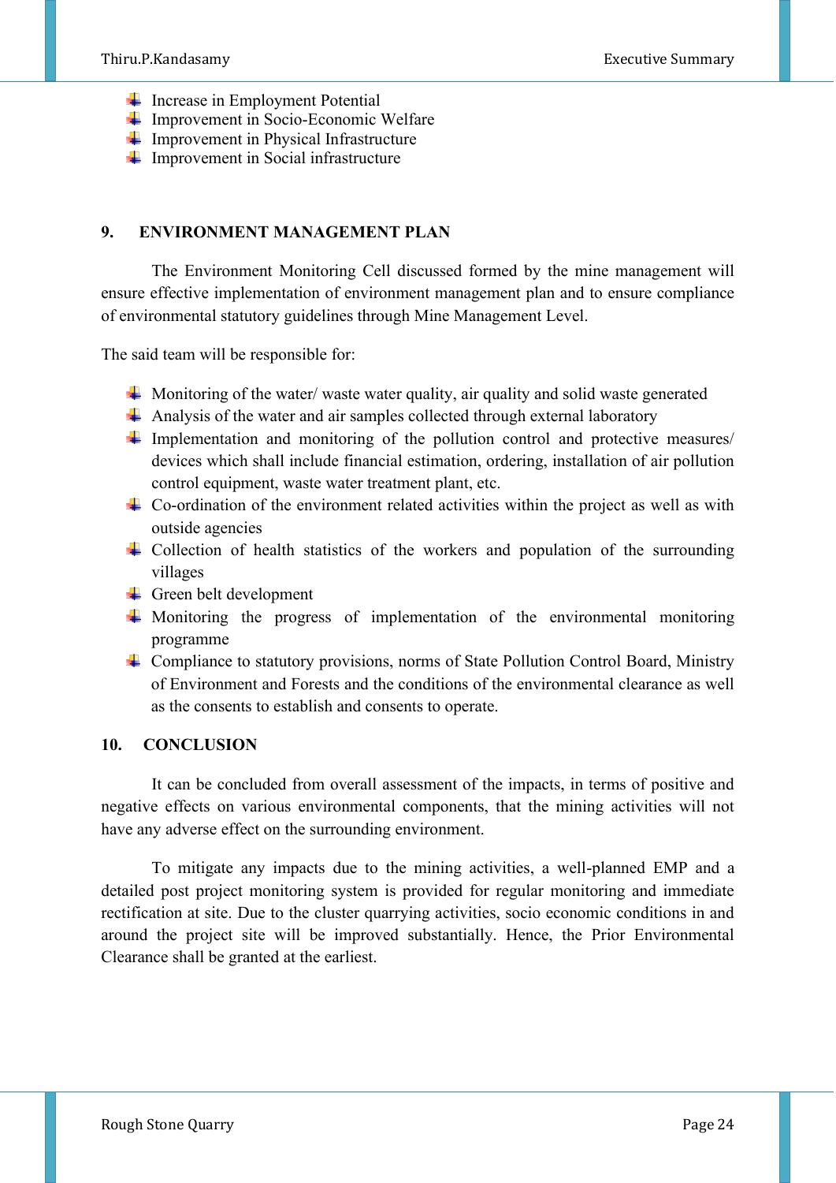- Increase in Employment Potential
- Improvement in Socio-Economic Welfare
- Improvement in Physical Infrastructure
- Improvement in Social infrastructure

## 9. ENVIRONMENT MANAGEMENT PLAN

The Environment Monitoring Cell discussed formed by the mine management will ensure effective implementation of environment management plan and to ensure compliance of environmental statutory guidelines through Mine Management Level.

The said team will be responsible for:

- Monitoring of the water/ waste water quality, air quality and solid waste generated
- Analysis of the water and air samples collected through external laboratory
- Implementation and monitoring of the pollution control and protective measures/ devices which shall include financial estimation, ordering, installation of air pollution control equipment, waste water treatment plant, etc.
- Co-ordination of the environment related activities within the project as well as with outside agencies
- Collection of health statistics of the workers and population of the surrounding villages
- Green belt development
- Monitoring the progress of implementation of the environmental monitoring programme
- Compliance to statutory provisions, norms of State Pollution Control Board, Ministry of Environment and Forests and the conditions of the environmental clearance as well as the consents to establish and consents to operate.

## 10. CONCLUSION

It can be concluded from overall assessment of the impacts, in terms of positive and negative effects on various environmental components, that the mining activities will not have any adverse effect on the surrounding environment.

To mitigate any impacts due to the mining activities, a well-planned EMP and a detailed post project monitoring system is provided for regular monitoring and immediate rectification at site. Due to the cluster quarrying activities, socio economic conditions in and around the project site will be improved substantially. Hence, the Prior Environmental Clearance shall be granted at the earliest.